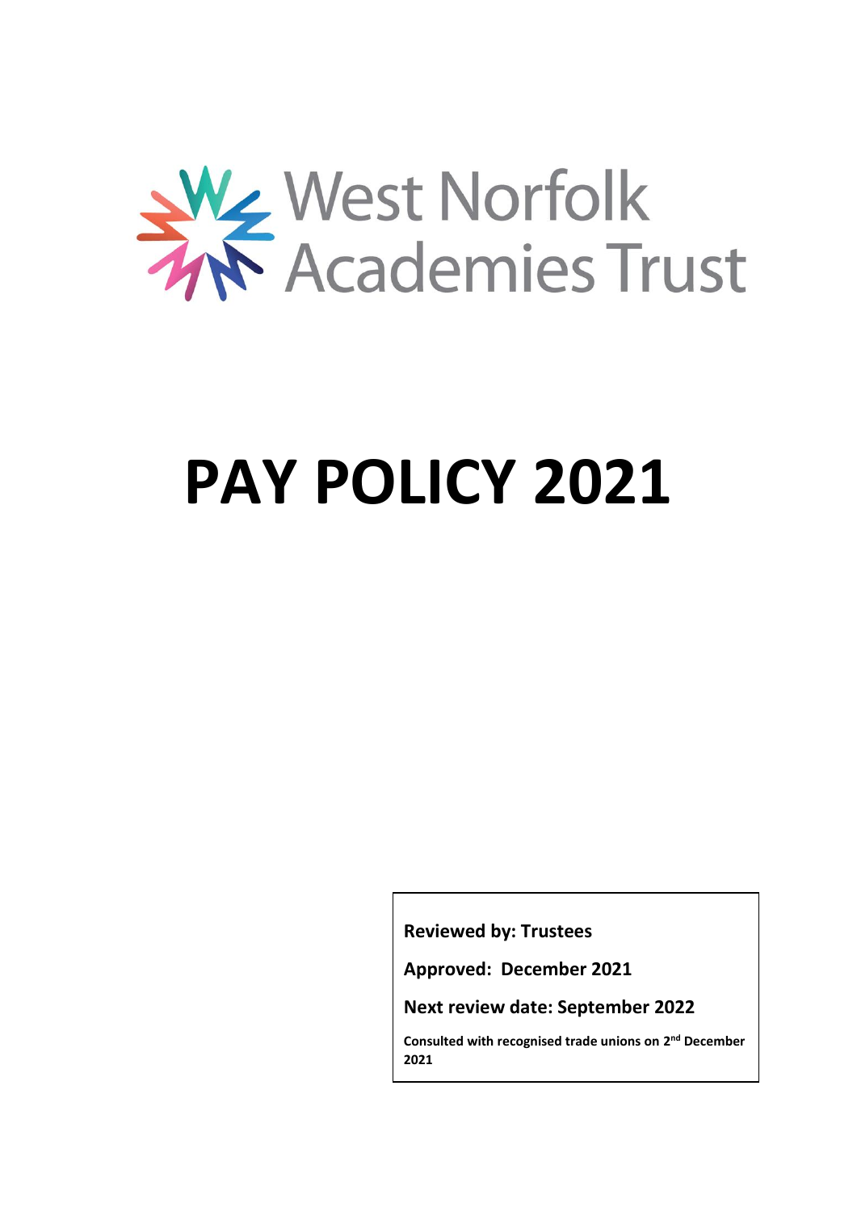West Norfolk Academies Trust

# PAY POLICY 2021

**Reviewed by: Trustees**

**Approved: December 2021**

**Next review date: September 2022**

**Consulted with recognised trade unions on 2nd December 2021**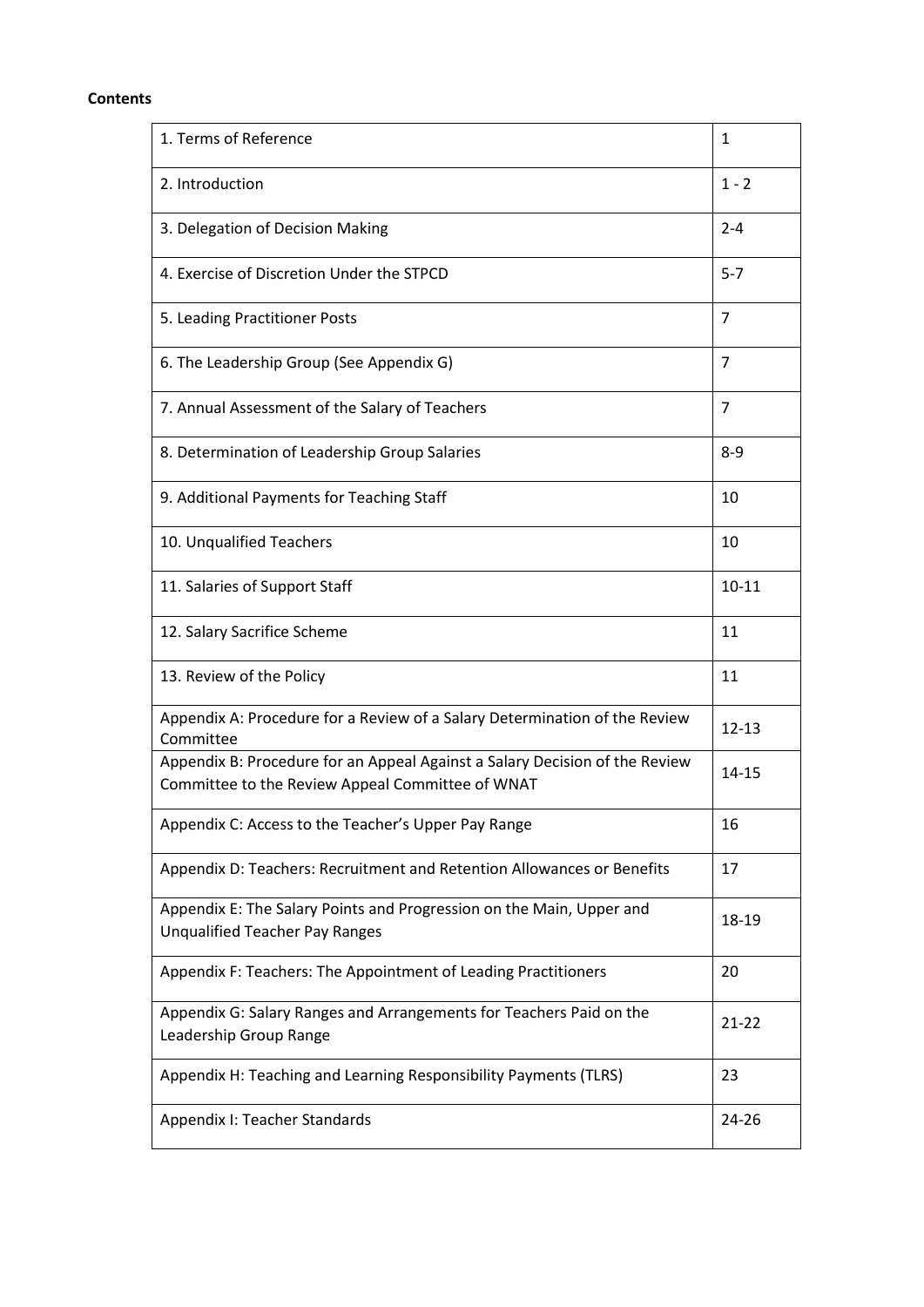**Contents**

| | |
|---|---|
| 1. Terms of Reference | 1 |
| 2. Introduction | 1 - 2 |
| 3. Delegation of Decision Making | 2-4 |
| 4. Exercise of Discretion Under the STPCD | 5-7 |
| 5. Leading Practitioner Posts | 7 |
| 6. The Leadership Group (See Appendix G) | 7 |
| 7. Annual Assessment of the Salary of Teachers | 7 |
| 8. Determination of Leadership Group Salaries | 8-9 |
| 9. Additional Payments for Teaching Staff | 10 |
| 10. Unqualified Teachers | 10 |
| 11. Salaries of Support Staff | 10-11 |
| 12. Salary Sacrifice Scheme | 11 |
| 13. Review of the Policy | 11 |
| Appendix A: Procedure for a Review of a Salary Determination of the Review Committee | 12-13 |
| Appendix B: Procedure for an Appeal Against a Salary Decision of the Review Committee to the Review Appeal Committee of WNAT | 14-15 |
| Appendix C: Access to the Teacher's Upper Pay Range | 16 |
| Appendix D: Teachers: Recruitment and Retention Allowances or Benefits | 17 |
| Appendix E: The Salary Points and Progression on the Main, Upper and Unqualified Teacher Pay Ranges | 18-19 |
| Appendix F: Teachers: The Appointment of Leading Practitioners | 20 |
| Appendix G: Salary Ranges and Arrangements for Teachers Paid on the Leadership Group Range | 21-22 |
| Appendix H: Teaching and Learning Responsibility Payments (TLRS) | 23 |
| Appendix I: Teacher Standards | 24-26 |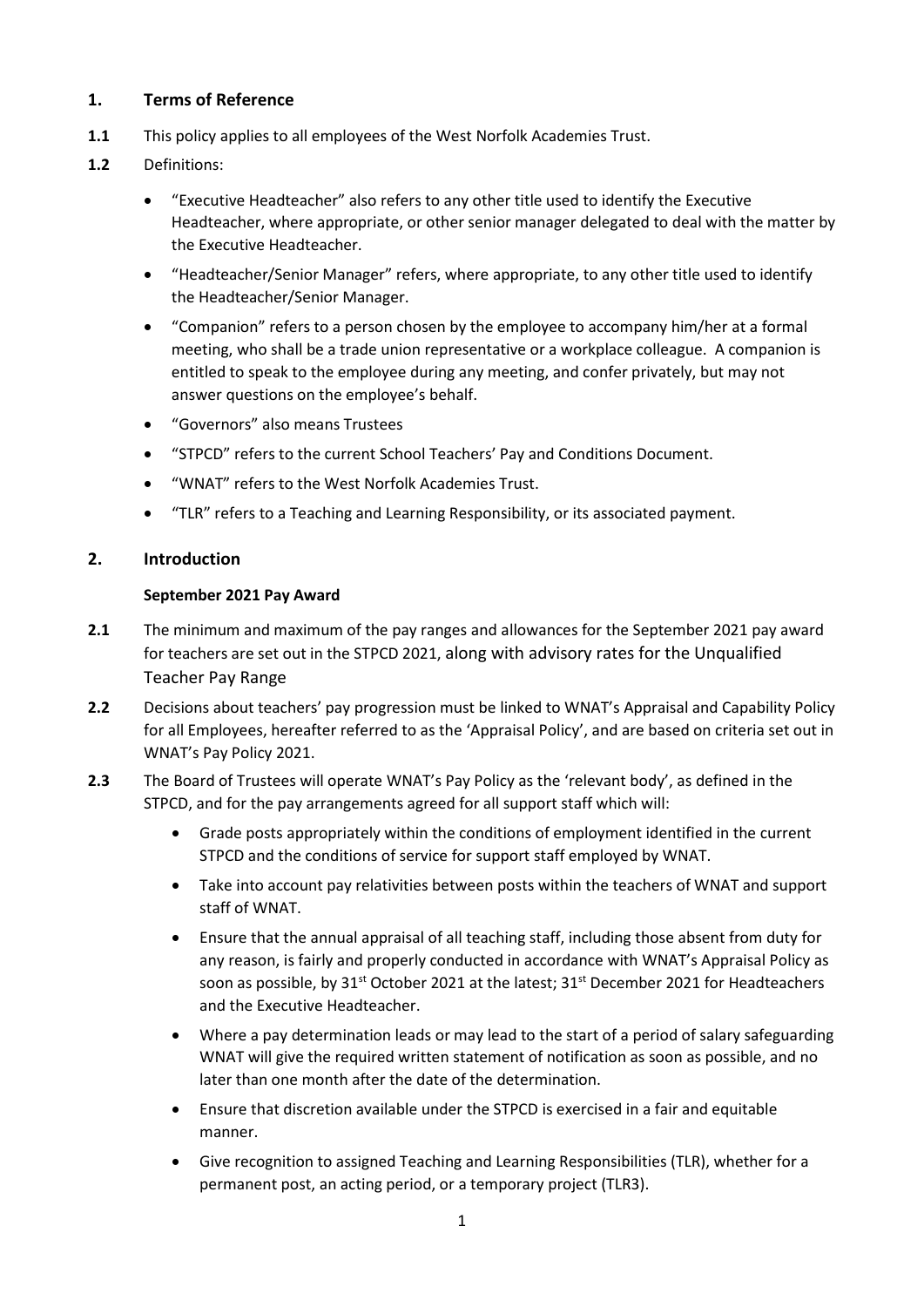## 1. Terms of Reference

**1.1** This policy applies to all employees of the West Norfolk Academies Trust.

**1.2** Definitions:

- "Executive Headteacher" also refers to any other title used to identify the Executive Headteacher, where appropriate, or other senior manager delegated to deal with the matter by the Executive Headteacher.
- "Headteacher/Senior Manager" refers, where appropriate, to any other title used to identify the Headteacher/Senior Manager.
- "Companion" refers to a person chosen by the employee to accompany him/her at a formal meeting, who shall be a trade union representative or a workplace colleague. A companion is entitled to speak to the employee during any meeting, and confer privately, but may not answer questions on the employee's behalf.
- "Governors" also means Trustees
- "STPCD" refers to the current School Teachers' Pay and Conditions Document.
- "WNAT" refers to the West Norfolk Academies Trust.
- "TLR" refers to a Teaching and Learning Responsibility, or its associated payment.

## 2. Introduction

**September 2021 Pay Award**

**2.1** The minimum and maximum of the pay ranges and allowances for the September 2021 pay award for teachers are set out in the STPCD 2021, along with advisory rates for the Unqualified Teacher Pay Range

**2.2** Decisions about teachers' pay progression must be linked to WNAT's Appraisal and Capability Policy for all Employees, hereafter referred to as the 'Appraisal Policy', and are based on criteria set out in WNAT's Pay Policy 2021.

**2.3** The Board of Trustees will operate WNAT's Pay Policy as the 'relevant body', as defined in the STPCD, and for the pay arrangements agreed for all support staff which will:

- Grade posts appropriately within the conditions of employment identified in the current STPCD and the conditions of service for support staff employed by WNAT.
- Take into account pay relativities between posts within the teachers of WNAT and support staff of WNAT.
- Ensure that the annual appraisal of all teaching staff, including those absent from duty for any reason, is fairly and properly conducted in accordance with WNAT's Appraisal Policy as soon as possible, by 31st October 2021 at the latest; 31st December 2021 for Headteachers and the Executive Headteacher.
- Where a pay determination leads or may lead to the start of a period of salary safeguarding WNAT will give the required written statement of notification as soon as possible, and no later than one month after the date of the determination.
- Ensure that discretion available under the STPCD is exercised in a fair and equitable manner.
- Give recognition to assigned Teaching and Learning Responsibilities (TLR), whether for a permanent post, an acting period, or a temporary project (TLR3).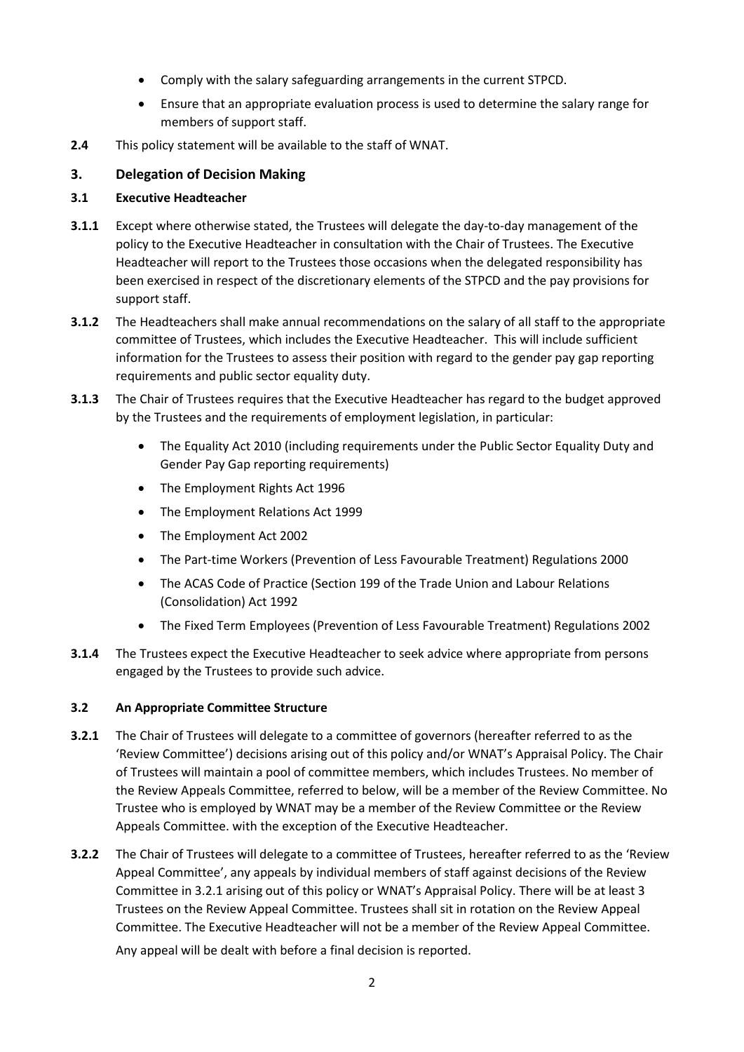- Comply with the salary safeguarding arrangements in the current STPCD.
- Ensure that an appropriate evaluation process is used to determine the salary range for members of support staff.

**2.4** This policy statement will be available to the staff of WNAT.

## 3. Delegation of Decision Making

### 3.1 Executive Headteacher

**3.1.1** Except where otherwise stated, the Trustees will delegate the day-to-day management of the policy to the Executive Headteacher in consultation with the Chair of Trustees. The Executive Headteacher will report to the Trustees those occasions when the delegated responsibility has been exercised in respect of the discretionary elements of the STPCD and the pay provisions for support staff.

**3.1.2** The Headteachers shall make annual recommendations on the salary of all staff to the appropriate committee of Trustees, which includes the Executive Headteacher. This will include sufficient information for the Trustees to assess their position with regard to the gender pay gap reporting requirements and public sector equality duty.

**3.1.3** The Chair of Trustees requires that the Executive Headteacher has regard to the budget approved by the Trustees and the requirements of employment legislation, in particular:

- The Equality Act 2010 (including requirements under the Public Sector Equality Duty and Gender Pay Gap reporting requirements)
- The Employment Rights Act 1996
- The Employment Relations Act 1999
- The Employment Act 2002
- The Part-time Workers (Prevention of Less Favourable Treatment) Regulations 2000
- The ACAS Code of Practice (Section 199 of the Trade Union and Labour Relations (Consolidation) Act 1992
- The Fixed Term Employees (Prevention of Less Favourable Treatment) Regulations 2002

**3.1.4** The Trustees expect the Executive Headteacher to seek advice where appropriate from persons engaged by the Trustees to provide such advice.

### 3.2 An Appropriate Committee Structure

**3.2.1** The Chair of Trustees will delegate to a committee of governors (hereafter referred to as the 'Review Committee') decisions arising out of this policy and/or WNAT's Appraisal Policy. The Chair of Trustees will maintain a pool of committee members, which includes Trustees. No member of the Review Appeals Committee, referred to below, will be a member of the Review Committee. No Trustee who is employed by WNAT may be a member of the Review Committee or the Review Appeals Committee. with the exception of the Executive Headteacher.

**3.2.2** The Chair of Trustees will delegate to a committee of Trustees, hereafter referred to as the 'Review Appeal Committee', any appeals by individual members of staff against decisions of the Review Committee in 3.2.1 arising out of this policy or WNAT's Appraisal Policy. There will be at least 3 Trustees on the Review Appeal Committee. Trustees shall sit in rotation on the Review Appeal Committee. The Executive Headteacher will not be a member of the Review Appeal Committee.

Any appeal will be dealt with before a final decision is reported.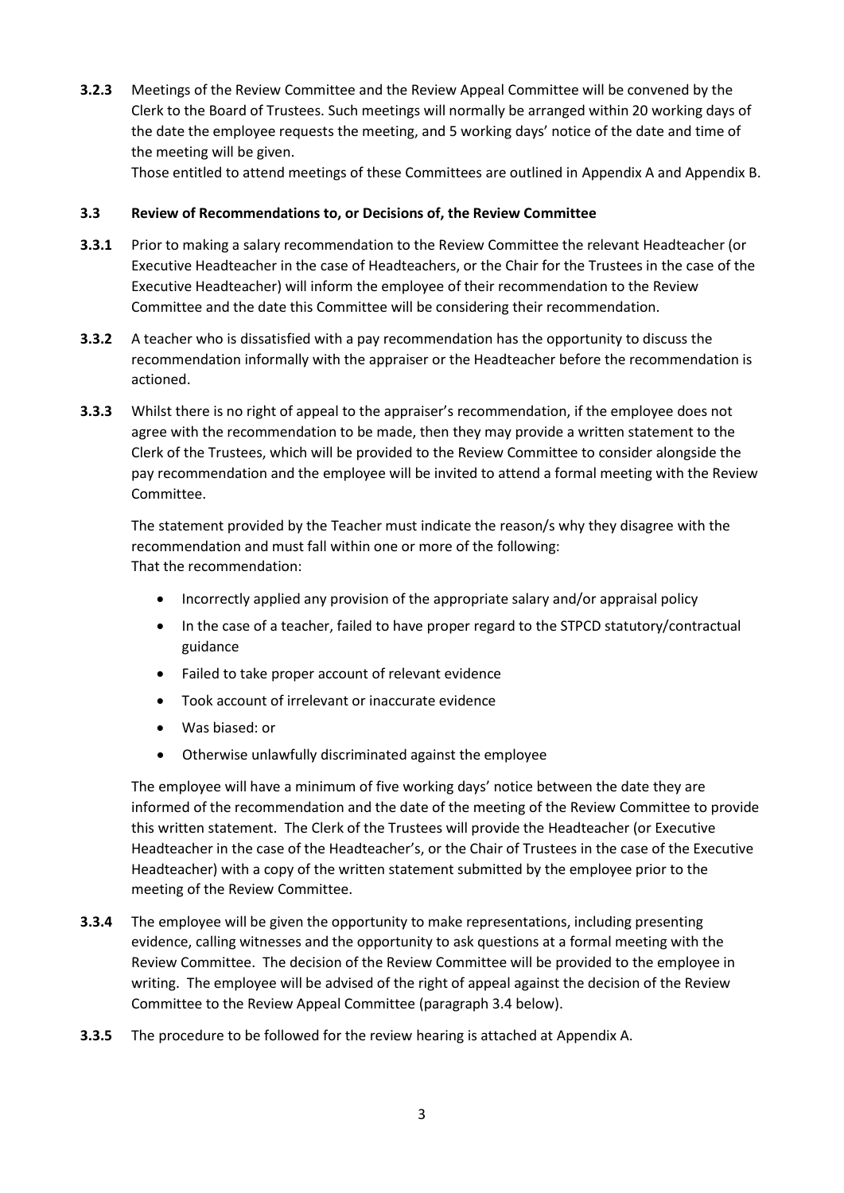**3.2.3** Meetings of the Review Committee and the Review Appeal Committee will be convened by the Clerk to the Board of Trustees. Such meetings will normally be arranged within 20 working days of the date the employee requests the meeting, and 5 working days' notice of the date and time of the meeting will be given.

Those entitled to attend meetings of these Committees are outlined in Appendix A and Appendix B.

### 3.3 Review of Recommendations to, or Decisions of, the Review Committee

**3.3.1** Prior to making a salary recommendation to the Review Committee the relevant Headteacher (or Executive Headteacher in the case of Headteachers, or the Chair for the Trustees in the case of the Executive Headteacher) will inform the employee of their recommendation to the Review Committee and the date this Committee will be considering their recommendation.

**3.3.2** A teacher who is dissatisfied with a pay recommendation has the opportunity to discuss the recommendation informally with the appraiser or the Headteacher before the recommendation is actioned.

**3.3.3** Whilst there is no right of appeal to the appraiser's recommendation, if the employee does not agree with the recommendation to be made, then they may provide a written statement to the Clerk of the Trustees, which will be provided to the Review Committee to consider alongside the pay recommendation and the employee will be invited to attend a formal meeting with the Review Committee.

The statement provided by the Teacher must indicate the reason/s why they disagree with the recommendation and must fall within one or more of the following:
That the recommendation:

- Incorrectly applied any provision of the appropriate salary and/or appraisal policy
- In the case of a teacher, failed to have proper regard to the STPCD statutory/contractual guidance
- Failed to take proper account of relevant evidence
- Took account of irrelevant or inaccurate evidence
- Was biased: or
- Otherwise unlawfully discriminated against the employee

The employee will have a minimum of five working days' notice between the date they are informed of the recommendation and the date of the meeting of the Review Committee to provide this written statement. The Clerk of the Trustees will provide the Headteacher (or Executive Headteacher in the case of the Headteacher's, or the Chair of Trustees in the case of the Executive Headteacher) with a copy of the written statement submitted by the employee prior to the meeting of the Review Committee.

**3.3.4** The employee will be given the opportunity to make representations, including presenting evidence, calling witnesses and the opportunity to ask questions at a formal meeting with the Review Committee. The decision of the Review Committee will be provided to the employee in writing. The employee will be advised of the right of appeal against the decision of the Review Committee to the Review Appeal Committee (paragraph 3.4 below).

**3.3.5** The procedure to be followed for the review hearing is attached at Appendix A.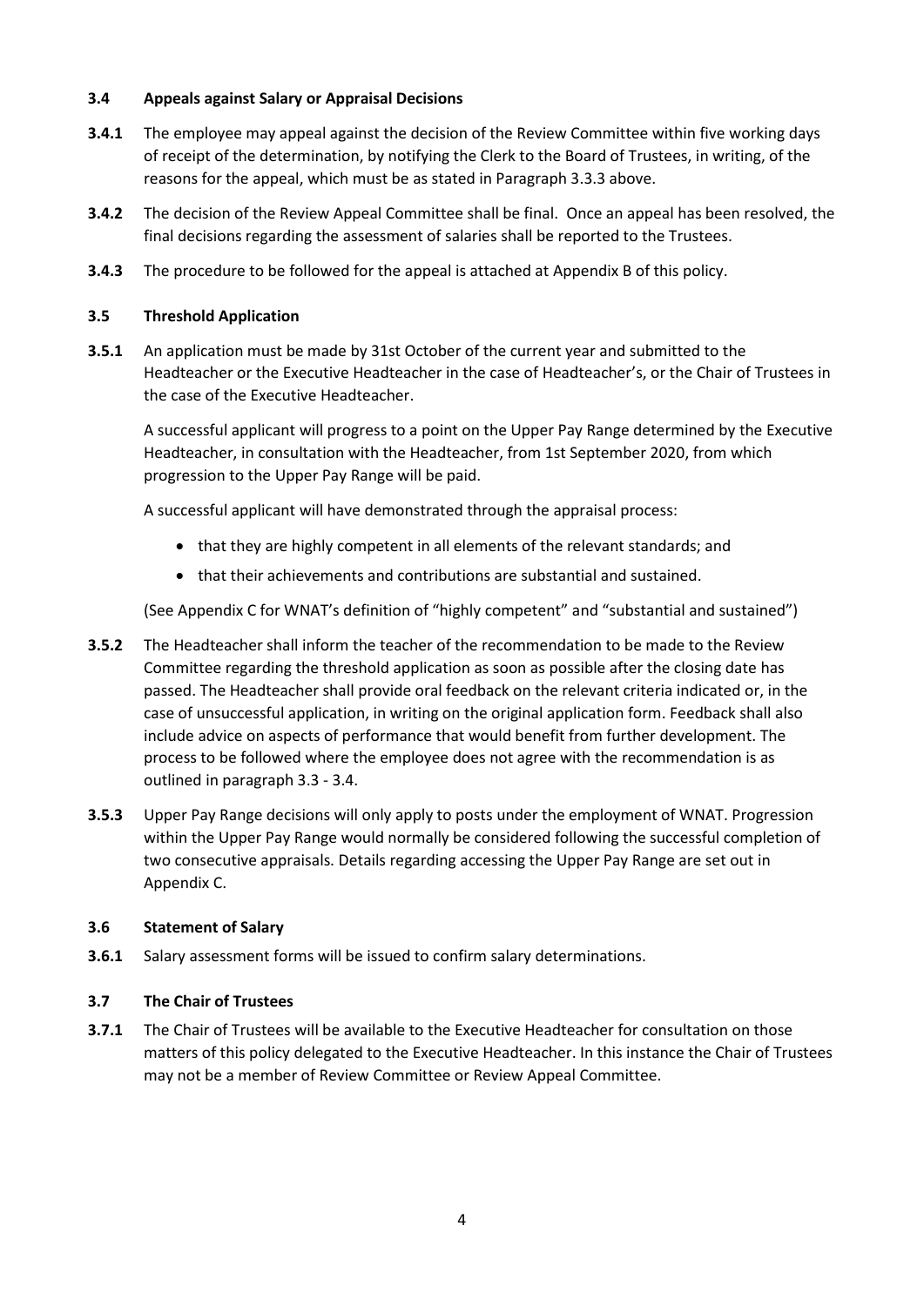### 3.4 Appeals against Salary or Appraisal Decisions

**3.4.1** The employee may appeal against the decision of the Review Committee within five working days of receipt of the determination, by notifying the Clerk to the Board of Trustees, in writing, of the reasons for the appeal, which must be as stated in Paragraph 3.3.3 above.

**3.4.2** The decision of the Review Appeal Committee shall be final. Once an appeal has been resolved, the final decisions regarding the assessment of salaries shall be reported to the Trustees.

**3.4.3** The procedure to be followed for the appeal is attached at Appendix B of this policy.

### 3.5 Threshold Application

**3.5.1** An application must be made by 31st October of the current year and submitted to the Headteacher or the Executive Headteacher in the case of Headteacher's, or the Chair of Trustees in the case of the Executive Headteacher.

A successful applicant will progress to a point on the Upper Pay Range determined by the Executive Headteacher, in consultation with the Headteacher, from 1st September 2020, from which progression to the Upper Pay Range will be paid.

A successful applicant will have demonstrated through the appraisal process:

- that they are highly competent in all elements of the relevant standards; and
- that their achievements and contributions are substantial and sustained.

(See Appendix C for WNAT's definition of "highly competent" and "substantial and sustained")

**3.5.2** The Headteacher shall inform the teacher of the recommendation to be made to the Review Committee regarding the threshold application as soon as possible after the closing date has passed. The Headteacher shall provide oral feedback on the relevant criteria indicated or, in the case of unsuccessful application, in writing on the original application form. Feedback shall also include advice on aspects of performance that would benefit from further development. The process to be followed where the employee does not agree with the recommendation is as outlined in paragraph 3.3 - 3.4.

**3.5.3** Upper Pay Range decisions will only apply to posts under the employment of WNAT. Progression within the Upper Pay Range would normally be considered following the successful completion of two consecutive appraisals. Details regarding accessing the Upper Pay Range are set out in Appendix C.

### 3.6 Statement of Salary

**3.6.1** Salary assessment forms will be issued to confirm salary determinations.

### 3.7 The Chair of Trustees

**3.7.1** The Chair of Trustees will be available to the Executive Headteacher for consultation on those matters of this policy delegated to the Executive Headteacher. In this instance the Chair of Trustees may not be a member of Review Committee or Review Appeal Committee.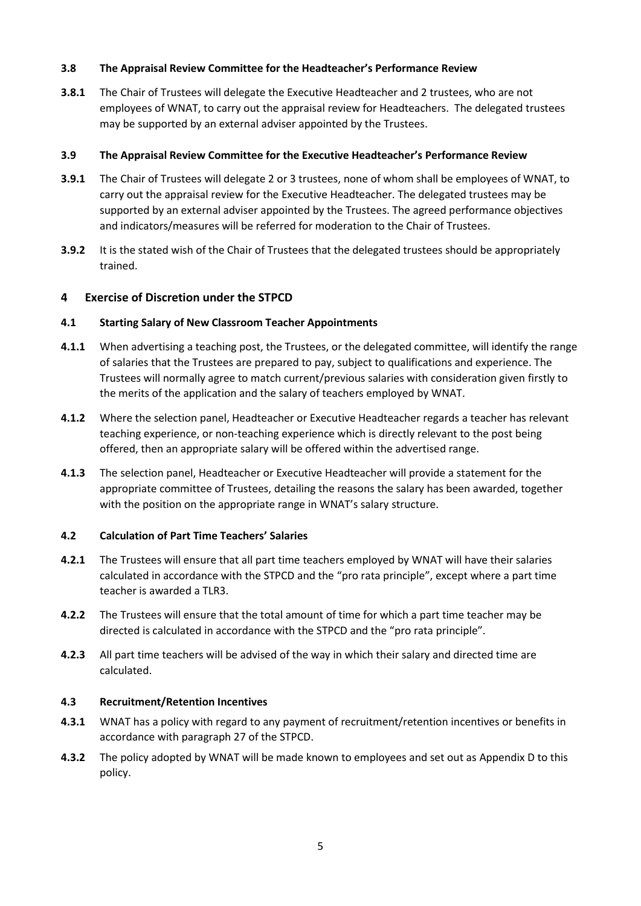### 3.8 The Appraisal Review Committee for the Headteacher's Performance Review

**3.8.1** The Chair of Trustees will delegate the Executive Headteacher and 2 trustees, who are not employees of WNAT, to carry out the appraisal review for Headteachers. The delegated trustees may be supported by an external adviser appointed by the Trustees.

### 3.9 The Appraisal Review Committee for the Executive Headteacher's Performance Review

**3.9.1** The Chair of Trustees will delegate 2 or 3 trustees, none of whom shall be employees of WNAT, to carry out the appraisal review for the Executive Headteacher. The delegated trustees may be supported by an external adviser appointed by the Trustees. The agreed performance objectives and indicators/measures will be referred for moderation to the Chair of Trustees.

**3.9.2** It is the stated wish of the Chair of Trustees that the delegated trustees should be appropriately trained.

## 4 Exercise of Discretion under the STPCD

### 4.1 Starting Salary of New Classroom Teacher Appointments

**4.1.1** When advertising a teaching post, the Trustees, or the delegated committee, will identify the range of salaries that the Trustees are prepared to pay, subject to qualifications and experience. The Trustees will normally agree to match current/previous salaries with consideration given firstly to the merits of the application and the salary of teachers employed by WNAT.

**4.1.2** Where the selection panel, Headteacher or Executive Headteacher regards a teacher has relevant teaching experience, or non-teaching experience which is directly relevant to the post being offered, then an appropriate salary will be offered within the advertised range.

**4.1.3** The selection panel, Headteacher or Executive Headteacher will provide a statement for the appropriate committee of Trustees, detailing the reasons the salary has been awarded, together with the position on the appropriate range in WNAT's salary structure.

### 4.2 Calculation of Part Time Teachers' Salaries

**4.2.1** The Trustees will ensure that all part time teachers employed by WNAT will have their salaries calculated in accordance with the STPCD and the "pro rata principle", except where a part time teacher is awarded a TLR3.

**4.2.2** The Trustees will ensure that the total amount of time for which a part time teacher may be directed is calculated in accordance with the STPCD and the "pro rata principle".

**4.2.3** All part time teachers will be advised of the way in which their salary and directed time are calculated.

### 4.3 Recruitment/Retention Incentives

**4.3.1** WNAT has a policy with regard to any payment of recruitment/retention incentives or benefits in accordance with paragraph 27 of the STPCD.

**4.3.2** The policy adopted by WNAT will be made known to employees and set out as Appendix D to this policy.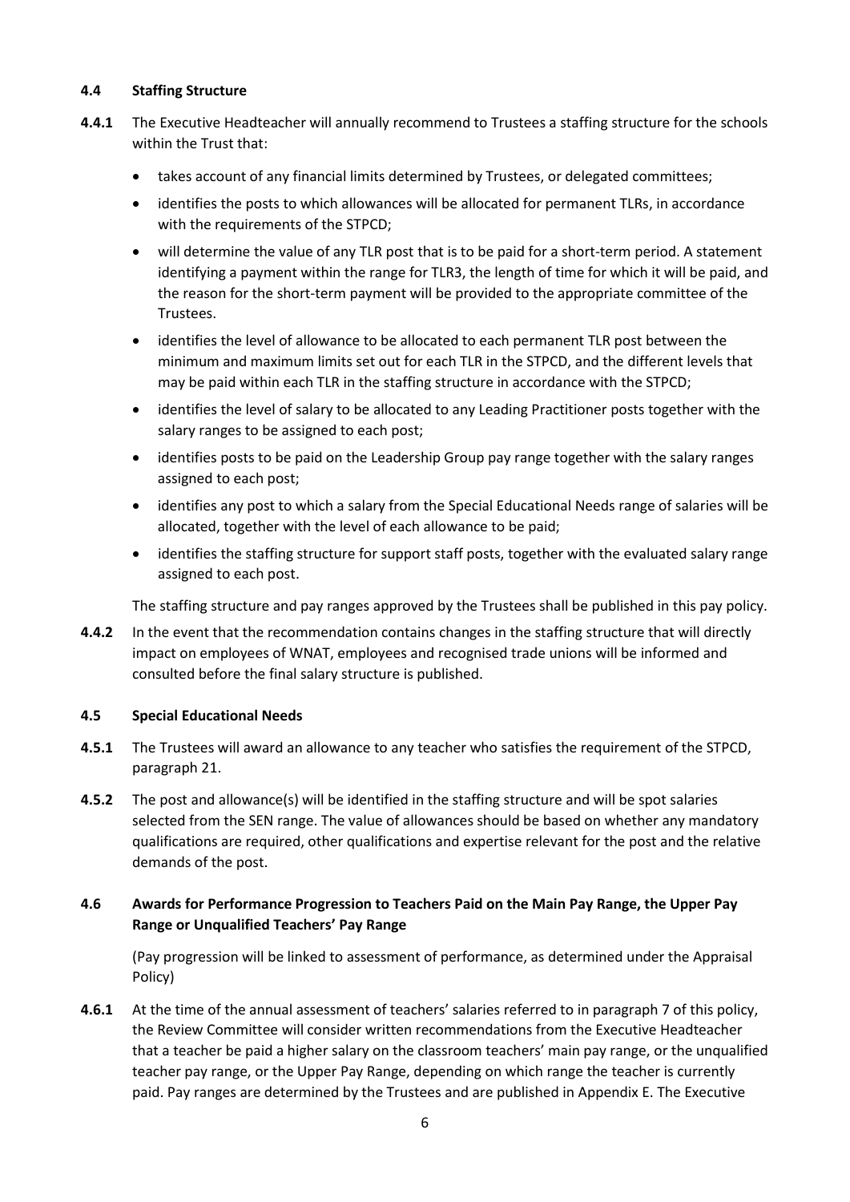### 4.4 Staffing Structure

**4.4.1** The Executive Headteacher will annually recommend to Trustees a staffing structure for the schools within the Trust that:

- takes account of any financial limits determined by Trustees, or delegated committees;
- identifies the posts to which allowances will be allocated for permanent TLRs, in accordance with the requirements of the STPCD;
- will determine the value of any TLR post that is to be paid for a short-term period. A statement identifying a payment within the range for TLR3, the length of time for which it will be paid, and the reason for the short-term payment will be provided to the appropriate committee of the Trustees.
- identifies the level of allowance to be allocated to each permanent TLR post between the minimum and maximum limits set out for each TLR in the STPCD, and the different levels that may be paid within each TLR in the staffing structure in accordance with the STPCD;
- identifies the level of salary to be allocated to any Leading Practitioner posts together with the salary ranges to be assigned to each post;
- identifies posts to be paid on the Leadership Group pay range together with the salary ranges assigned to each post;
- identifies any post to which a salary from the Special Educational Needs range of salaries will be allocated, together with the level of each allowance to be paid;
- identifies the staffing structure for support staff posts, together with the evaluated salary range assigned to each post.

The staffing structure and pay ranges approved by the Trustees shall be published in this pay policy.

**4.4.2** In the event that the recommendation contains changes in the staffing structure that will directly impact on employees of WNAT, employees and recognised trade unions will be informed and consulted before the final salary structure is published.

### 4.5 Special Educational Needs

**4.5.1** The Trustees will award an allowance to any teacher who satisfies the requirement of the STPCD, paragraph 21.

**4.5.2** The post and allowance(s) will be identified in the staffing structure and will be spot salaries selected from the SEN range. The value of allowances should be based on whether any mandatory qualifications are required, other qualifications and expertise relevant for the post and the relative demands of the post.

### 4.6 Awards for Performance Progression to Teachers Paid on the Main Pay Range, the Upper Pay Range or Unqualified Teachers' Pay Range

(Pay progression will be linked to assessment of performance, as determined under the Appraisal Policy)

**4.6.1** At the time of the annual assessment of teachers' salaries referred to in paragraph 7 of this policy, the Review Committee will consider written recommendations from the Executive Headteacher that a teacher be paid a higher salary on the classroom teachers' main pay range, or the unqualified teacher pay range, or the Upper Pay Range, depending on which range the teacher is currently paid. Pay ranges are determined by the Trustees and are published in Appendix E. The Executive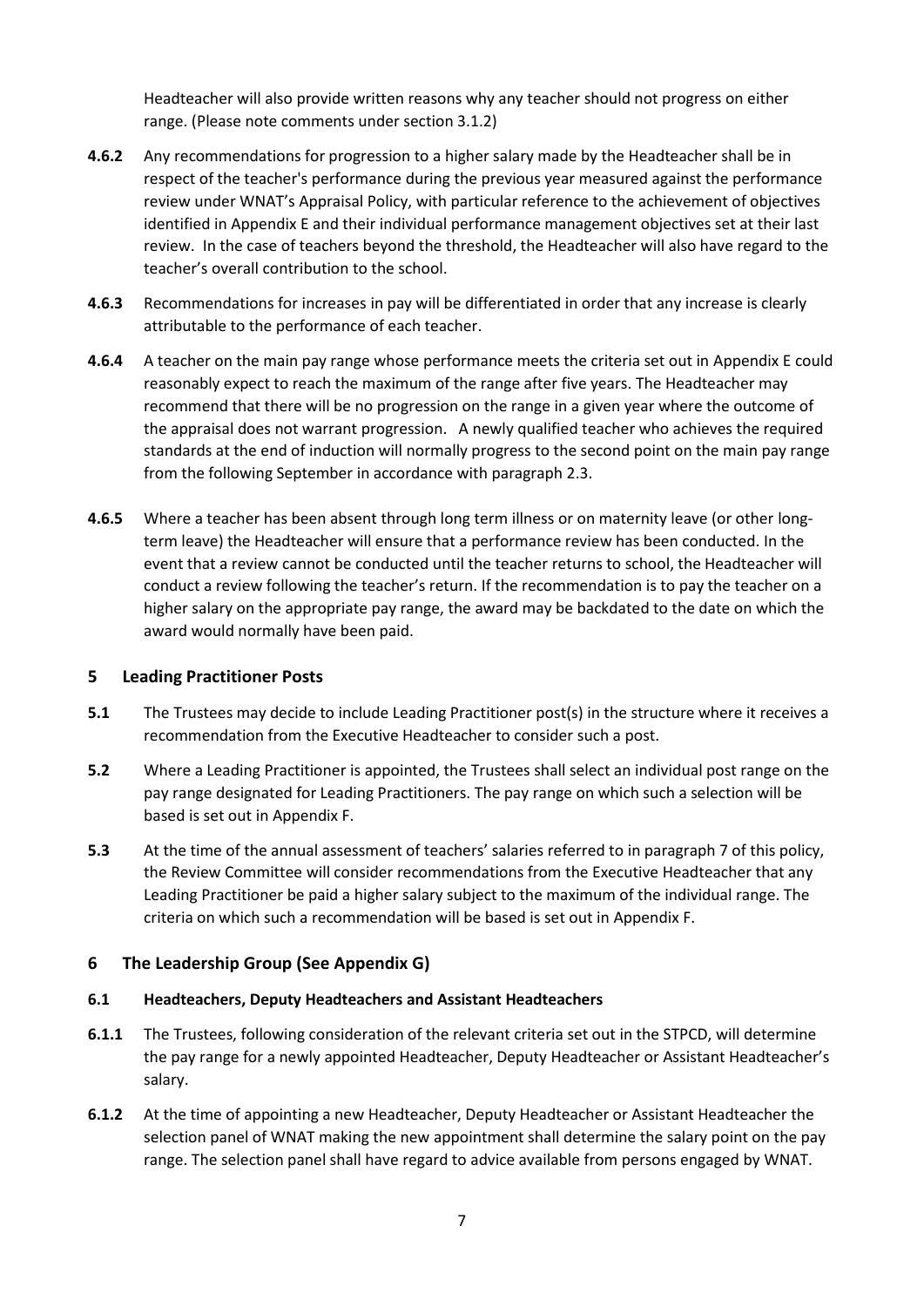Headteacher will also provide written reasons why any teacher should not progress on either range. (Please note comments under section 3.1.2)

**4.6.2** Any recommendations for progression to a higher salary made by the Headteacher shall be in respect of the teacher's performance during the previous year measured against the performance review under WNAT's Appraisal Policy, with particular reference to the achievement of objectives identified in Appendix E and their individual performance management objectives set at their last review. In the case of teachers beyond the threshold, the Headteacher will also have regard to the teacher's overall contribution to the school.

**4.6.3** Recommendations for increases in pay will be differentiated in order that any increase is clearly attributable to the performance of each teacher.

**4.6.4** A teacher on the main pay range whose performance meets the criteria set out in Appendix E could reasonably expect to reach the maximum of the range after five years. The Headteacher may recommend that there will be no progression on the range in a given year where the outcome of the appraisal does not warrant progression. A newly qualified teacher who achieves the required standards at the end of induction will normally progress to the second point on the main pay range from the following September in accordance with paragraph 2.3.

**4.6.5** Where a teacher has been absent through long term illness or on maternity leave (or other long-term leave) the Headteacher will ensure that a performance review has been conducted. In the event that a review cannot be conducted until the teacher returns to school, the Headteacher will conduct a review following the teacher's return. If the recommendation is to pay the teacher on a higher salary on the appropriate pay range, the award may be backdated to the date on which the award would normally have been paid.

## 5 Leading Practitioner Posts

**5.1** The Trustees may decide to include Leading Practitioner post(s) in the structure where it receives a recommendation from the Executive Headteacher to consider such a post.

**5.2** Where a Leading Practitioner is appointed, the Trustees shall select an individual post range on the pay range designated for Leading Practitioners. The pay range on which such a selection will be based is set out in Appendix F.

**5.3** At the time of the annual assessment of teachers' salaries referred to in paragraph 7 of this policy, the Review Committee will consider recommendations from the Executive Headteacher that any Leading Practitioner be paid a higher salary subject to the maximum of the individual range. The criteria on which such a recommendation will be based is set out in Appendix F.

## 6 The Leadership Group (See Appendix G)

### 6.1 Headteachers, Deputy Headteachers and Assistant Headteachers

**6.1.1** The Trustees, following consideration of the relevant criteria set out in the STPCD, will determine the pay range for a newly appointed Headteacher, Deputy Headteacher or Assistant Headteacher's salary.

**6.1.2** At the time of appointing a new Headteacher, Deputy Headteacher or Assistant Headteacher the selection panel of WNAT making the new appointment shall determine the salary point on the pay range. The selection panel shall have regard to advice available from persons engaged by WNAT.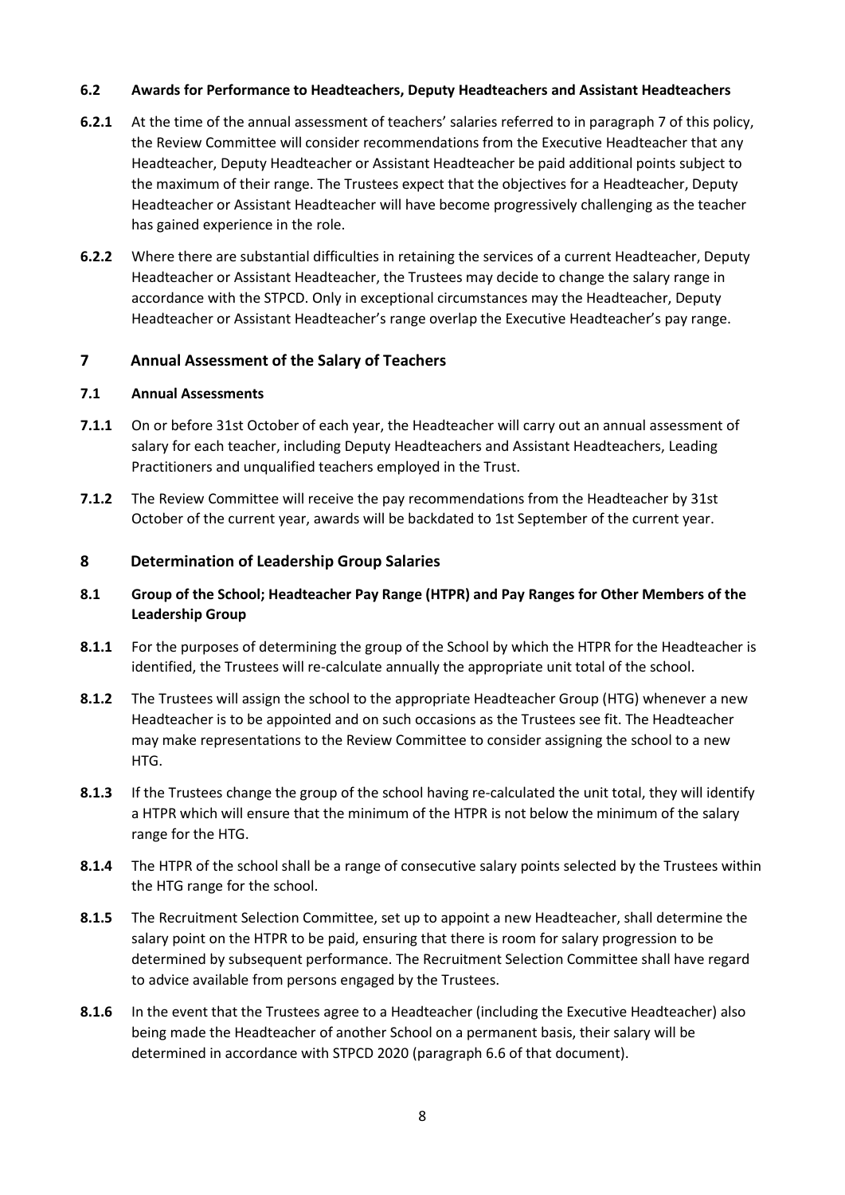### 6.2 Awards for Performance to Headteachers, Deputy Headteachers and Assistant Headteachers

**6.2.1** At the time of the annual assessment of teachers' salaries referred to in paragraph 7 of this policy, the Review Committee will consider recommendations from the Executive Headteacher that any Headteacher, Deputy Headteacher or Assistant Headteacher be paid additional points subject to the maximum of their range. The Trustees expect that the objectives for a Headteacher, Deputy Headteacher or Assistant Headteacher will have become progressively challenging as the teacher has gained experience in the role.

**6.2.2** Where there are substantial difficulties in retaining the services of a current Headteacher, Deputy Headteacher or Assistant Headteacher, the Trustees may decide to change the salary range in accordance with the STPCD. Only in exceptional circumstances may the Headteacher, Deputy Headteacher or Assistant Headteacher's range overlap the Executive Headteacher's pay range.

## 7 Annual Assessment of the Salary of Teachers

### 7.1 Annual Assessments

**7.1.1** On or before 31st October of each year, the Headteacher will carry out an annual assessment of salary for each teacher, including Deputy Headteachers and Assistant Headteachers, Leading Practitioners and unqualified teachers employed in the Trust.

**7.1.2** The Review Committee will receive the pay recommendations from the Headteacher by 31st October of the current year, awards will be backdated to 1st September of the current year.

## 8 Determination of Leadership Group Salaries

### 8.1 Group of the School; Headteacher Pay Range (HTPR) and Pay Ranges for Other Members of the Leadership Group

**8.1.1** For the purposes of determining the group of the School by which the HTPR for the Headteacher is identified, the Trustees will re-calculate annually the appropriate unit total of the school.

**8.1.2** The Trustees will assign the school to the appropriate Headteacher Group (HTG) whenever a new Headteacher is to be appointed and on such occasions as the Trustees see fit. The Headteacher may make representations to the Review Committee to consider assigning the school to a new HTG.

**8.1.3** If the Trustees change the group of the school having re-calculated the unit total, they will identify a HTPR which will ensure that the minimum of the HTPR is not below the minimum of the salary range for the HTG.

**8.1.4** The HTPR of the school shall be a range of consecutive salary points selected by the Trustees within the HTG range for the school.

**8.1.5** The Recruitment Selection Committee, set up to appoint a new Headteacher, shall determine the salary point on the HTPR to be paid, ensuring that there is room for salary progression to be determined by subsequent performance. The Recruitment Selection Committee shall have regard to advice available from persons engaged by the Trustees.

**8.1.6** In the event that the Trustees agree to a Headteacher (including the Executive Headteacher) also being made the Headteacher of another School on a permanent basis, their salary will be determined in accordance with STPCD 2020 (paragraph 6.6 of that document).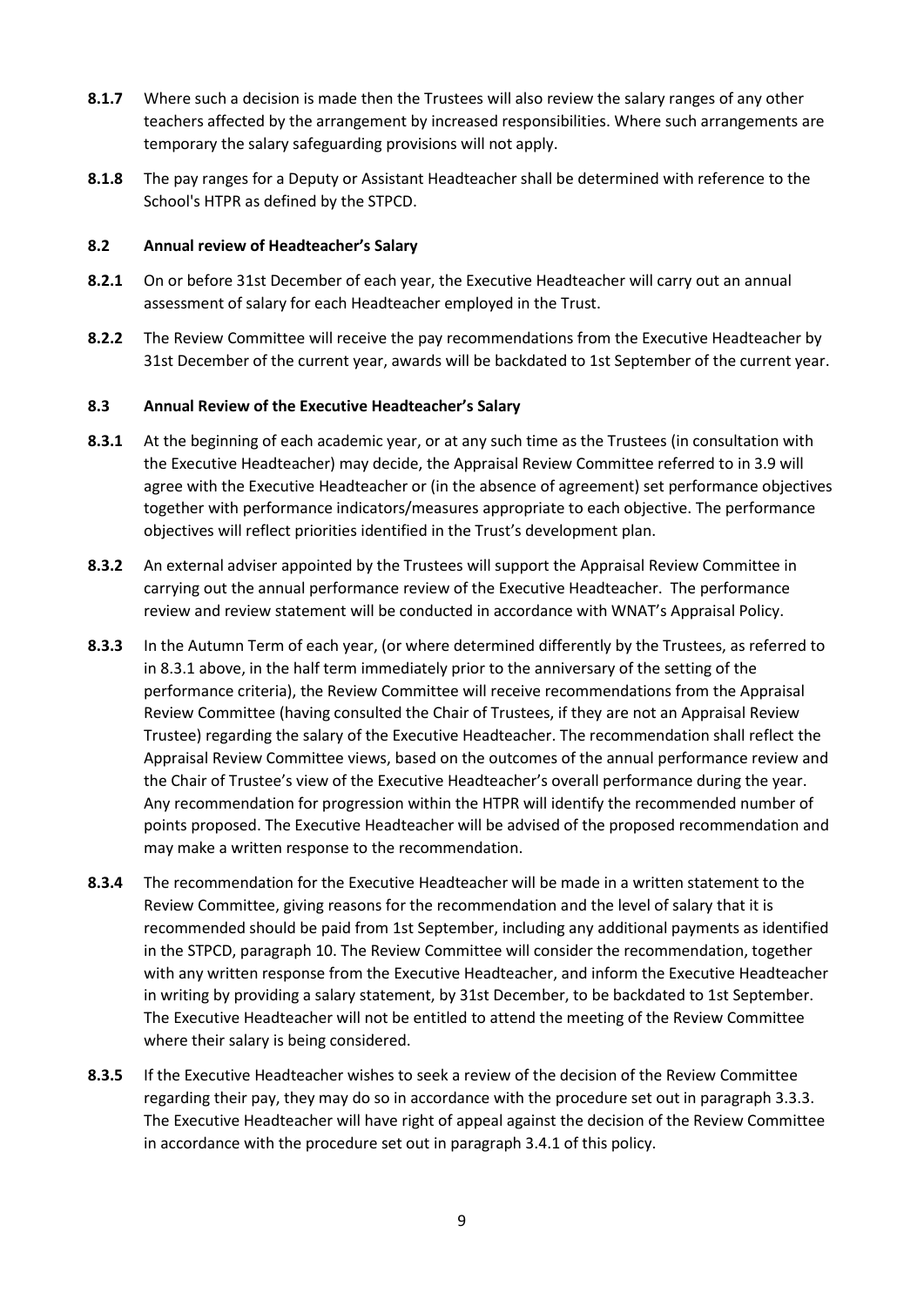**8.1.7** Where such a decision is made then the Trustees will also review the salary ranges of any other teachers affected by the arrangement by increased responsibilities. Where such arrangements are temporary the salary safeguarding provisions will not apply.

**8.1.8** The pay ranges for a Deputy or Assistant Headteacher shall be determined with reference to the School's HTPR as defined by the STPCD.

**8.2 Annual review of Headteacher's Salary**

**8.2.1** On or before 31st December of each year, the Executive Headteacher will carry out an annual assessment of salary for each Headteacher employed in the Trust.

**8.2.2** The Review Committee will receive the pay recommendations from the Executive Headteacher by 31st December of the current year, awards will be backdated to 1st September of the current year.

**8.3 Annual Review of the Executive Headteacher's Salary**

**8.3.1** At the beginning of each academic year, or at any such time as the Trustees (in consultation with the Executive Headteacher) may decide, the Appraisal Review Committee referred to in 3.9 will agree with the Executive Headteacher or (in the absence of agreement) set performance objectives together with performance indicators/measures appropriate to each objective. The performance objectives will reflect priorities identified in the Trust's development plan.

**8.3.2** An external adviser appointed by the Trustees will support the Appraisal Review Committee in carrying out the annual performance review of the Executive Headteacher. The performance review and review statement will be conducted in accordance with WNAT's Appraisal Policy.

**8.3.3** In the Autumn Term of each year, (or where determined differently by the Trustees, as referred to in 8.3.1 above, in the half term immediately prior to the anniversary of the setting of the performance criteria), the Review Committee will receive recommendations from the Appraisal Review Committee (having consulted the Chair of Trustees, if they are not an Appraisal Review Trustee) regarding the salary of the Executive Headteacher. The recommendation shall reflect the Appraisal Review Committee views, based on the outcomes of the annual performance review and the Chair of Trustee's view of the Executive Headteacher's overall performance during the year. Any recommendation for progression within the HTPR will identify the recommended number of points proposed. The Executive Headteacher will be advised of the proposed recommendation and may make a written response to the recommendation.

**8.3.4** The recommendation for the Executive Headteacher will be made in a written statement to the Review Committee, giving reasons for the recommendation and the level of salary that it is recommended should be paid from 1st September, including any additional payments as identified in the STPCD, paragraph 10. The Review Committee will consider the recommendation, together with any written response from the Executive Headteacher, and inform the Executive Headteacher in writing by providing a salary statement, by 31st December, to be backdated to 1st September. The Executive Headteacher will not be entitled to attend the meeting of the Review Committee where their salary is being considered.

**8.3.5** If the Executive Headteacher wishes to seek a review of the decision of the Review Committee regarding their pay, they may do so in accordance with the procedure set out in paragraph 3.3.3. The Executive Headteacher will have right of appeal against the decision of the Review Committee in accordance with the procedure set out in paragraph 3.4.1 of this policy.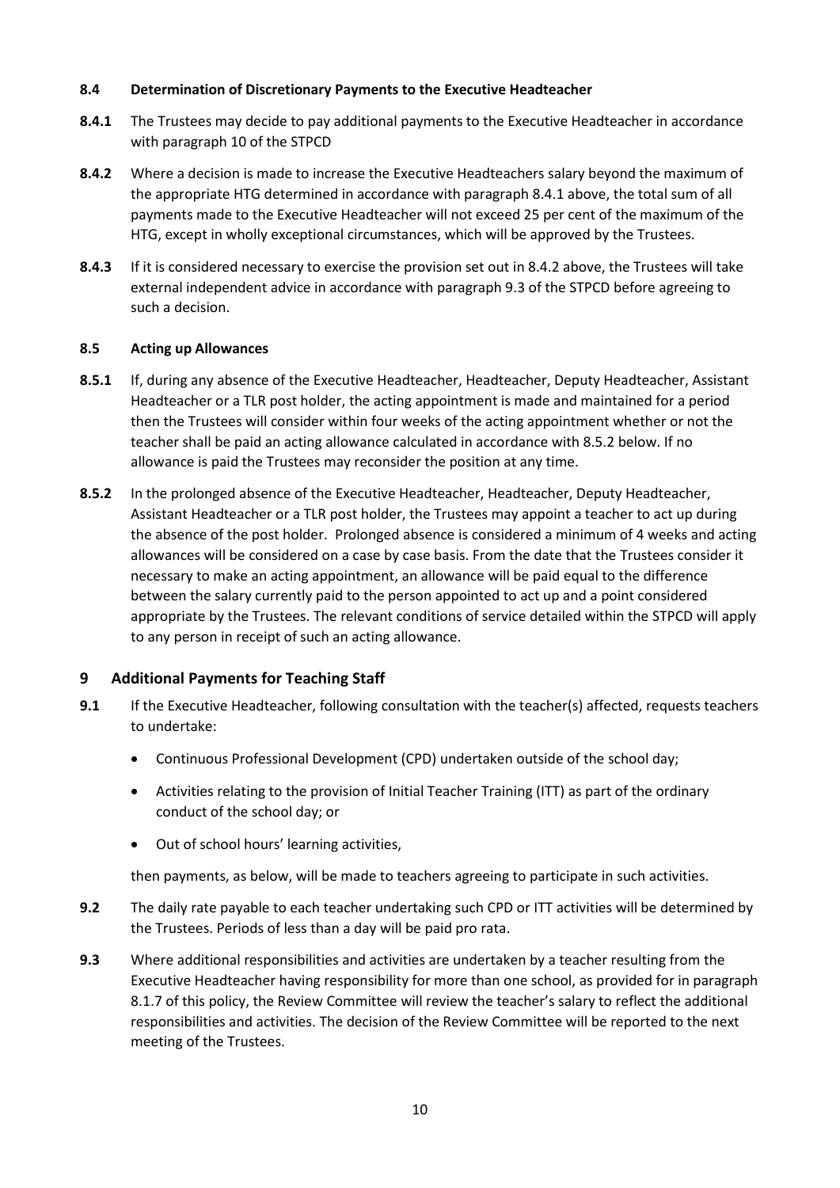### 8.4 Determination of Discretionary Payments to the Executive Headteacher

**8.4.1** The Trustees may decide to pay additional payments to the Executive Headteacher in accordance with paragraph 10 of the STPCD

**8.4.2** Where a decision is made to increase the Executive Headteachers salary beyond the maximum of the appropriate HTG determined in accordance with paragraph 8.4.1 above, the total sum of all payments made to the Executive Headteacher will not exceed 25 per cent of the maximum of the HTG, except in wholly exceptional circumstances, which will be approved by the Trustees.

**8.4.3** If it is considered necessary to exercise the provision set out in 8.4.2 above, the Trustees will take external independent advice in accordance with paragraph 9.3 of the STPCD before agreeing to such a decision.

### 8.5 Acting up Allowances

**8.5.1** If, during any absence of the Executive Headteacher, Headteacher, Deputy Headteacher, Assistant Headteacher or a TLR post holder, the acting appointment is made and maintained for a period then the Trustees will consider within four weeks of the acting appointment whether or not the teacher shall be paid an acting allowance calculated in accordance with 8.5.2 below. If no allowance is paid the Trustees may reconsider the position at any time.

**8.5.2** In the prolonged absence of the Executive Headteacher, Headteacher, Deputy Headteacher, Assistant Headteacher or a TLR post holder, the Trustees may appoint a teacher to act up during the absence of the post holder. Prolonged absence is considered a minimum of 4 weeks and acting allowances will be considered on a case by case basis. From the date that the Trustees consider it necessary to make an acting appointment, an allowance will be paid equal to the difference between the salary currently paid to the person appointed to act up and a point considered appropriate by the Trustees. The relevant conditions of service detailed within the STPCD will apply to any person in receipt of such an acting allowance.

## 9 Additional Payments for Teaching Staff

**9.1** If the Executive Headteacher, following consultation with the teacher(s) affected, requests teachers to undertake:

- Continuous Professional Development (CPD) undertaken outside of the school day;
- Activities relating to the provision of Initial Teacher Training (ITT) as part of the ordinary conduct of the school day; or
- Out of school hours' learning activities,

then payments, as below, will be made to teachers agreeing to participate in such activities.

**9.2** The daily rate payable to each teacher undertaking such CPD or ITT activities will be determined by the Trustees. Periods of less than a day will be paid pro rata.

**9.3** Where additional responsibilities and activities are undertaken by a teacher resulting from the Executive Headteacher having responsibility for more than one school, as provided for in paragraph 8.1.7 of this policy, the Review Committee will review the teacher's salary to reflect the additional responsibilities and activities. The decision of the Review Committee will be reported to the next meeting of the Trustees.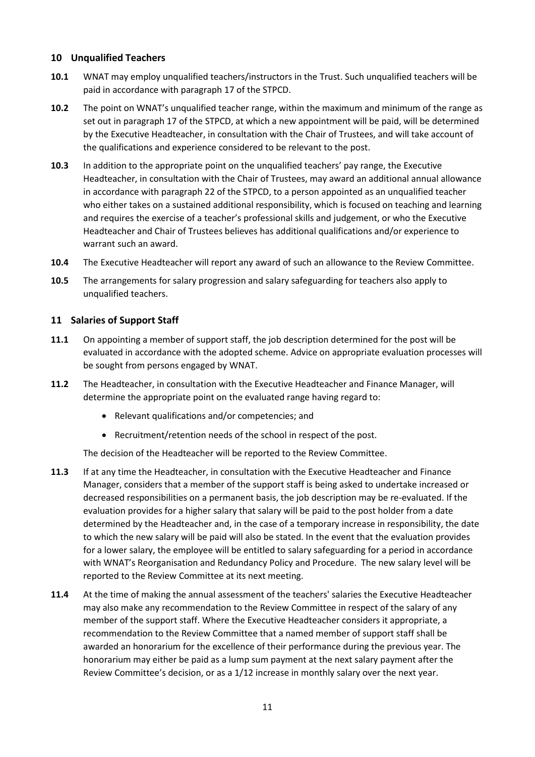## 10 Unqualified Teachers

**10.1** WNAT may employ unqualified teachers/instructors in the Trust. Such unqualified teachers will be paid in accordance with paragraph 17 of the STPCD.

**10.2** The point on WNAT's unqualified teacher range, within the maximum and minimum of the range as set out in paragraph 17 of the STPCD, at which a new appointment will be paid, will be determined by the Executive Headteacher, in consultation with the Chair of Trustees, and will take account of the qualifications and experience considered to be relevant to the post.

**10.3** In addition to the appropriate point on the unqualified teachers' pay range, the Executive Headteacher, in consultation with the Chair of Trustees, may award an additional annual allowance in accordance with paragraph 22 of the STPCD, to a person appointed as an unqualified teacher who either takes on a sustained additional responsibility, which is focused on teaching and learning and requires the exercise of a teacher's professional skills and judgement, or who the Executive Headteacher and Chair of Trustees believes has additional qualifications and/or experience to warrant such an award.

**10.4** The Executive Headteacher will report any award of such an allowance to the Review Committee.

**10.5** The arrangements for salary progression and salary safeguarding for teachers also apply to unqualified teachers.

## 11 Salaries of Support Staff

**11.1** On appointing a member of support staff, the job description determined for the post will be evaluated in accordance with the adopted scheme. Advice on appropriate evaluation processes will be sought from persons engaged by WNAT.

**11.2** The Headteacher, in consultation with the Executive Headteacher and Finance Manager, will determine the appropriate point on the evaluated range having regard to:

- Relevant qualifications and/or competencies; and
- Recruitment/retention needs of the school in respect of the post.

The decision of the Headteacher will be reported to the Review Committee.

**11.3** If at any time the Headteacher, in consultation with the Executive Headteacher and Finance Manager, considers that a member of the support staff is being asked to undertake increased or decreased responsibilities on a permanent basis, the job description may be re-evaluated. If the evaluation provides for a higher salary that salary will be paid to the post holder from a date determined by the Headteacher and, in the case of a temporary increase in responsibility, the date to which the new salary will be paid will also be stated. In the event that the evaluation provides for a lower salary, the employee will be entitled to salary safeguarding for a period in accordance with WNAT's Reorganisation and Redundancy Policy and Procedure. The new salary level will be reported to the Review Committee at its next meeting.

**11.4** At the time of making the annual assessment of the teachers' salaries the Executive Headteacher may also make any recommendation to the Review Committee in respect of the salary of any member of the support staff. Where the Executive Headteacher considers it appropriate, a recommendation to the Review Committee that a named member of support staff shall be awarded an honorarium for the excellence of their performance during the previous year. The honorarium may either be paid as a lump sum payment at the next salary payment after the Review Committee's decision, or as a 1/12 increase in monthly salary over the next year.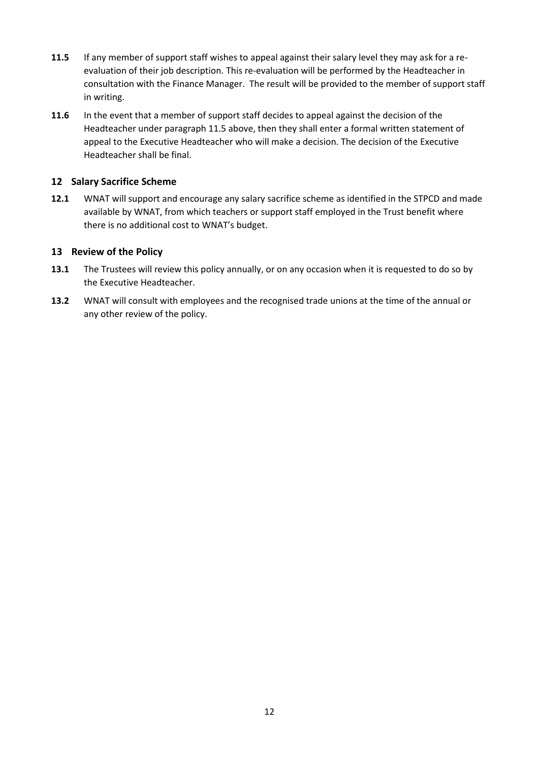**11.5** If any member of support staff wishes to appeal against their salary level they may ask for a re-evaluation of their job description. This re-evaluation will be performed by the Headteacher in consultation with the Finance Manager. The result will be provided to the member of support staff in writing.

**11.6** In the event that a member of support staff decides to appeal against the decision of the Headteacher under paragraph 11.5 above, then they shall enter a formal written statement of appeal to the Executive Headteacher who will make a decision. The decision of the Executive Headteacher shall be final.

## 12 Salary Sacrifice Scheme

**12.1** WNAT will support and encourage any salary sacrifice scheme as identified in the STPCD and made available by WNAT, from which teachers or support staff employed in the Trust benefit where there is no additional cost to WNAT's budget.

## 13 Review of the Policy

**13.1** The Trustees will review this policy annually, or on any occasion when it is requested to do so by the Executive Headteacher.

**13.2** WNAT will consult with employees and the recognised trade unions at the time of the annual or any other review of the policy.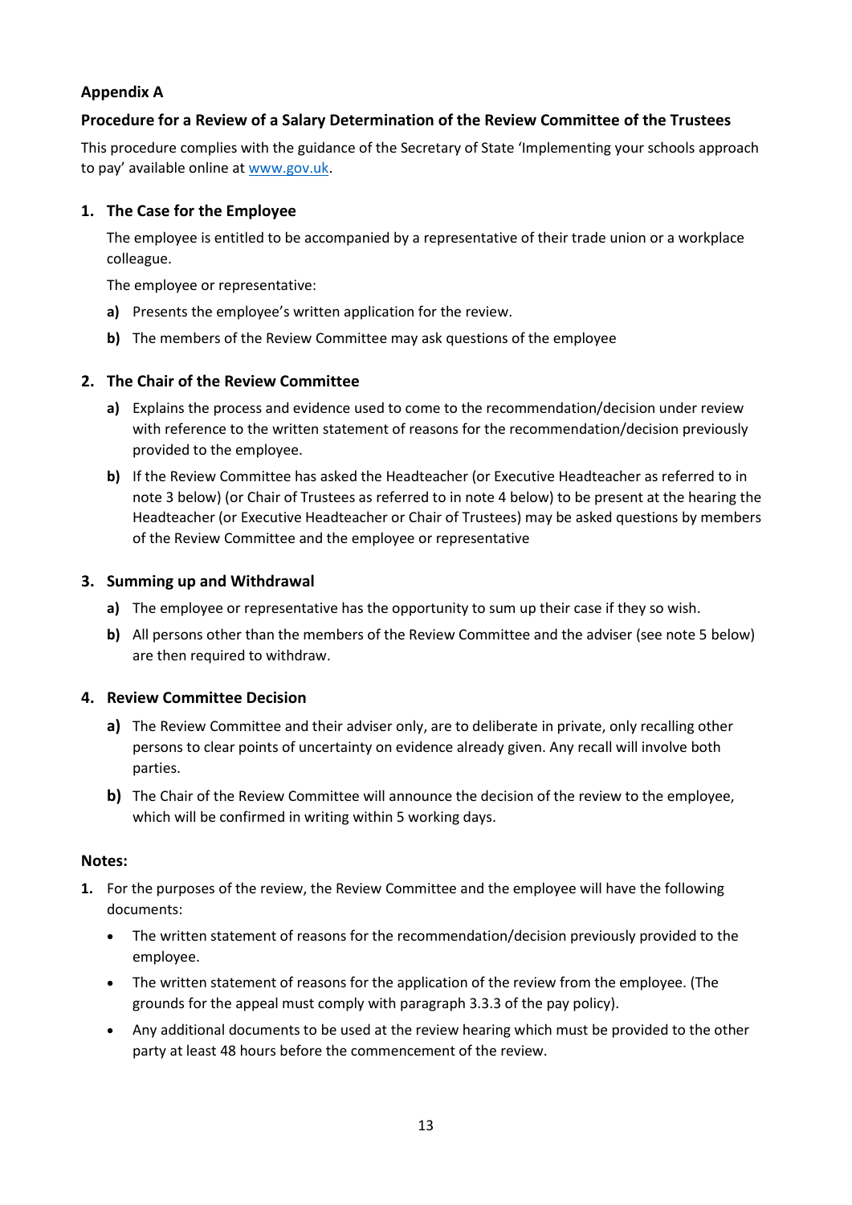**Appendix A**

**Procedure for a Review of a Salary Determination of the Review Committee of the Trustees**

This procedure complies with the guidance of the Secretary of State 'Implementing your schools approach to pay' available online at [www.gov.uk](www.gov.uk).

**1. The Case for the Employee**

The employee is entitled to be accompanied by a representative of their trade union or a workplace colleague.

The employee or representative:

**a)** Presents the employee's written application for the review.

**b)** The members of the Review Committee may ask questions of the employee

**2. The Chair of the Review Committee**

**a)** Explains the process and evidence used to come to the recommendation/decision under review with reference to the written statement of reasons for the recommendation/decision previously provided to the employee.

**b)** If the Review Committee has asked the Headteacher (or Executive Headteacher as referred to in note 3 below) (or Chair of Trustees as referred to in note 4 below) to be present at the hearing the Headteacher (or Executive Headteacher or Chair of Trustees) may be asked questions by members of the Review Committee and the employee or representative

**3. Summing up and Withdrawal**

**a)** The employee or representative has the opportunity to sum up their case if they so wish.

**b)** All persons other than the members of the Review Committee and the adviser (see note 5 below) are then required to withdraw.

**4. Review Committee Decision**

**a)** The Review Committee and their adviser only, are to deliberate in private, only recalling other persons to clear points of uncertainty on evidence already given. Any recall will involve both parties.

**b)** The Chair of the Review Committee will announce the decision of the review to the employee, which will be confirmed in writing within 5 working days.

**Notes:**

1. For the purposes of the review, the Review Committee and the employee will have the following documents:
   - The written statement of reasons for the recommendation/decision previously provided to the employee.
   - The written statement of reasons for the application of the review from the employee. (The grounds for the appeal must comply with paragraph 3.3.3 of the pay policy).
   - Any additional documents to be used at the review hearing which must be provided to the other party at least 48 hours before the commencement of the review.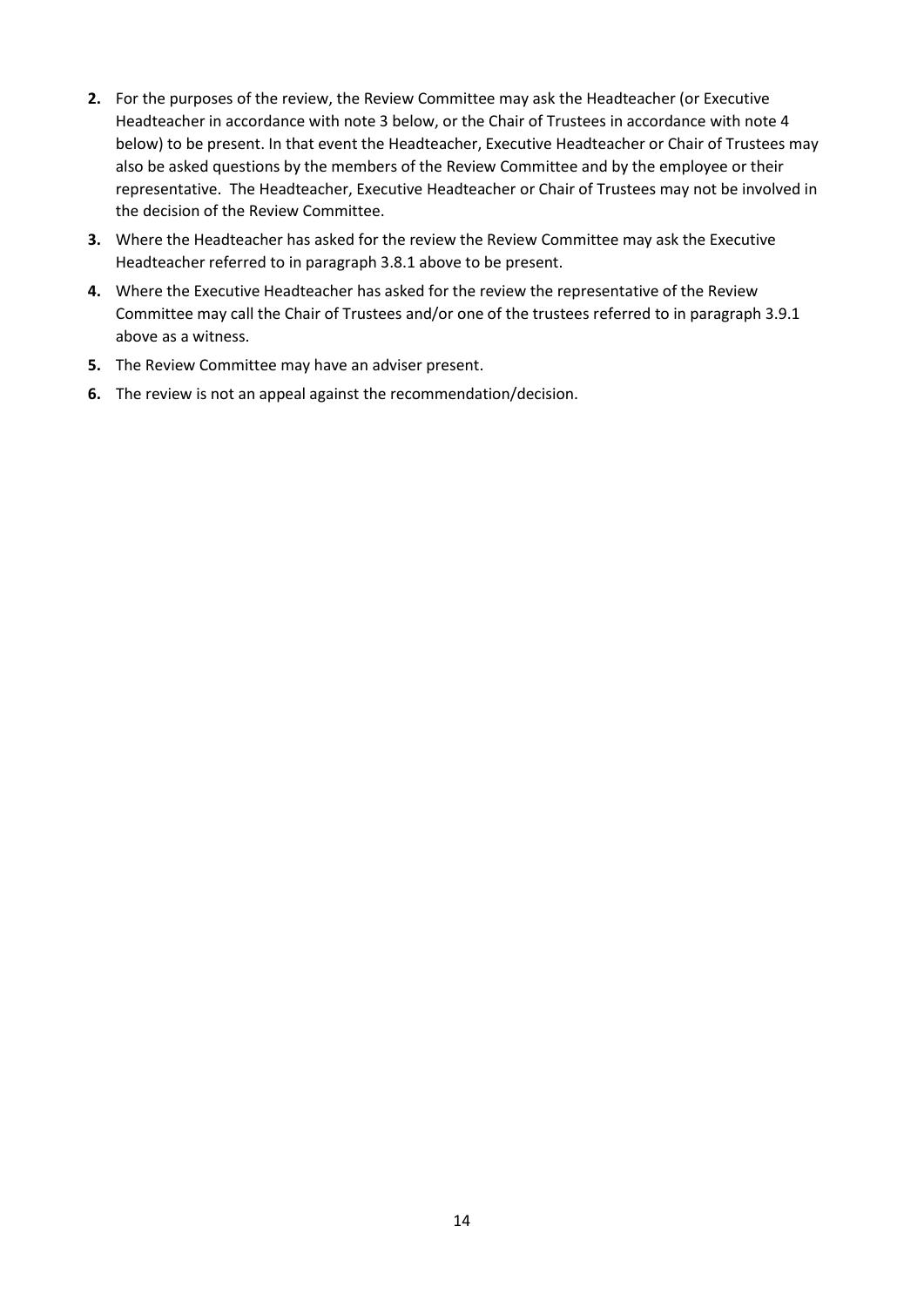2. For the purposes of the review, the Review Committee may ask the Headteacher (or Executive Headteacher in accordance with note 3 below, or the Chair of Trustees in accordance with note 4 below) to be present. In that event the Headteacher, Executive Headteacher or Chair of Trustees may also be asked questions by the members of the Review Committee and by the employee or their representative. The Headteacher, Executive Headteacher or Chair of Trustees may not be involved in the decision of the Review Committee.
3. Where the Headteacher has asked for the review the Review Committee may ask the Executive Headteacher referred to in paragraph 3.8.1 above to be present.
4. Where the Executive Headteacher has asked for the review the representative of the Review Committee may call the Chair of Trustees and/or one of the trustees referred to in paragraph 3.9.1 above as a witness.
5. The Review Committee may have an adviser present.
6. The review is not an appeal against the recommendation/decision.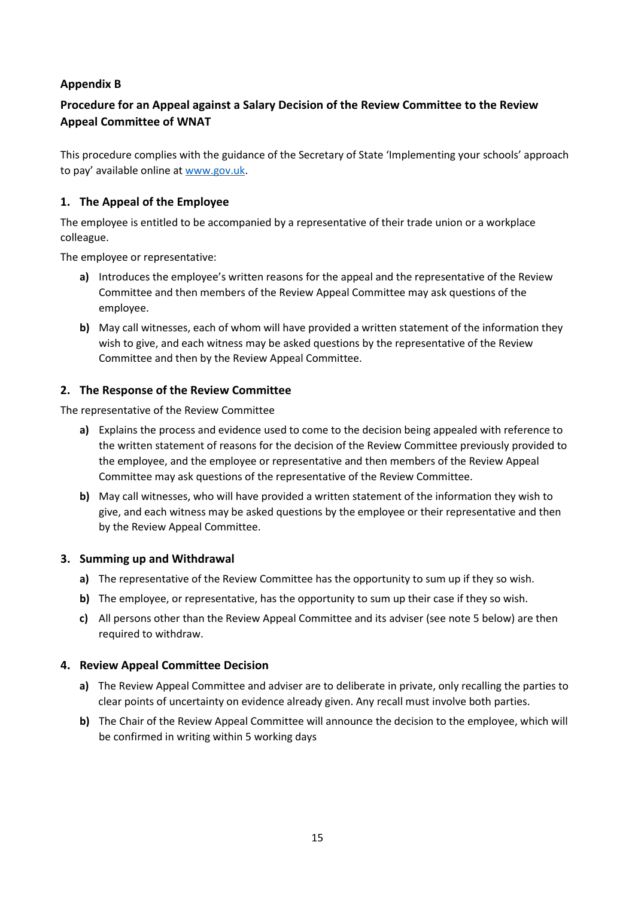**Appendix B**

**Procedure for an Appeal against a Salary Decision of the Review Committee to the Review Appeal Committee of WNAT**

This procedure complies with the guidance of the Secretary of State 'Implementing your schools' approach to pay' available online at [www.gov.uk](www.gov.uk).

### 1. The Appeal of the Employee

The employee is entitled to be accompanied by a representative of their trade union or a workplace colleague.

The employee or representative:

- **a)** Introduces the employee's written reasons for the appeal and the representative of the Review Committee and then members of the Review Appeal Committee may ask questions of the employee.
- **b)** May call witnesses, each of whom will have provided a written statement of the information they wish to give, and each witness may be asked questions by the representative of the Review Committee and then by the Review Appeal Committee.

### 2. The Response of the Review Committee

The representative of the Review Committee

- **a)** Explains the process and evidence used to come to the decision being appealed with reference to the written statement of reasons for the decision of the Review Committee previously provided to the employee, and the employee or representative and then members of the Review Appeal Committee may ask questions of the representative of the Review Committee.
- **b)** May call witnesses, who will have provided a written statement of the information they wish to give, and each witness may be asked questions by the employee or their representative and then by the Review Appeal Committee.

### 3. Summing up and Withdrawal

- **a)** The representative of the Review Committee has the opportunity to sum up if they so wish.
- **b)** The employee, or representative, has the opportunity to sum up their case if they so wish.
- **c)** All persons other than the Review Appeal Committee and its adviser (see note 5 below) are then required to withdraw.

### 4. Review Appeal Committee Decision

- **a)** The Review Appeal Committee and adviser are to deliberate in private, only recalling the parties to clear points of uncertainty on evidence already given. Any recall must involve both parties.
- **b)** The Chair of the Review Appeal Committee will announce the decision to the employee, which will be confirmed in writing within 5 working days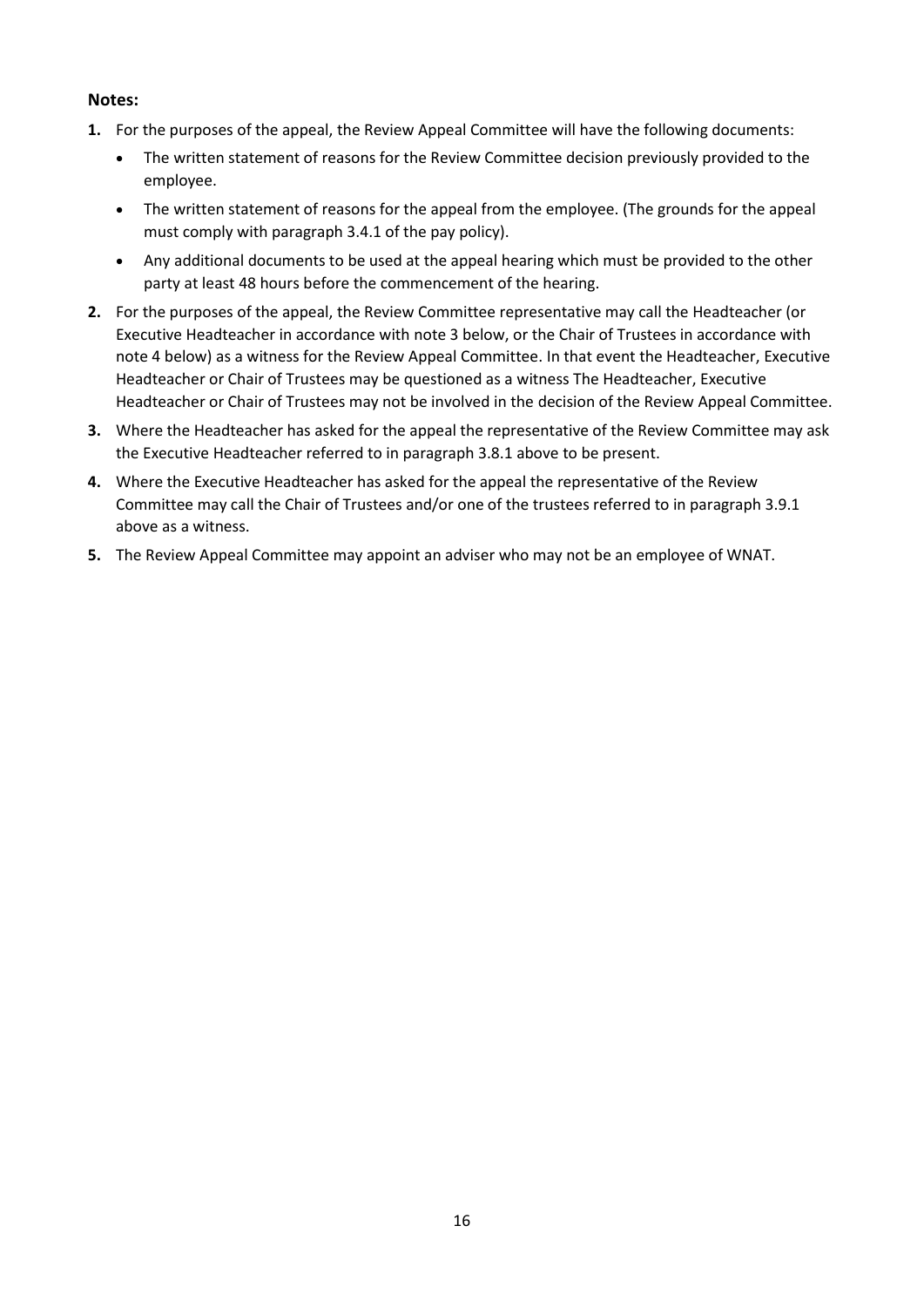**Notes:**

1. For the purposes of the appeal, the Review Appeal Committee will have the following documents:
   - The written statement of reasons for the Review Committee decision previously provided to the employee.
   - The written statement of reasons for the appeal from the employee. (The grounds for the appeal must comply with paragraph 3.4.1 of the pay policy).
   - Any additional documents to be used at the appeal hearing which must be provided to the other party at least 48 hours before the commencement of the hearing.
2. For the purposes of the appeal, the Review Committee representative may call the Headteacher (or Executive Headteacher in accordance with note 3 below, or the Chair of Trustees in accordance with note 4 below) as a witness for the Review Appeal Committee. In that event the Headteacher, Executive Headteacher or Chair of Trustees may be questioned as a witness The Headteacher, Executive Headteacher or Chair of Trustees may not be involved in the decision of the Review Appeal Committee.
3. Where the Headteacher has asked for the appeal the representative of the Review Committee may ask the Executive Headteacher referred to in paragraph 3.8.1 above to be present.
4. Where the Executive Headteacher has asked for the appeal the representative of the Review Committee may call the Chair of Trustees and/or one of the trustees referred to in paragraph 3.9.1 above as a witness.
5. The Review Appeal Committee may appoint an adviser who may not be an employee of WNAT.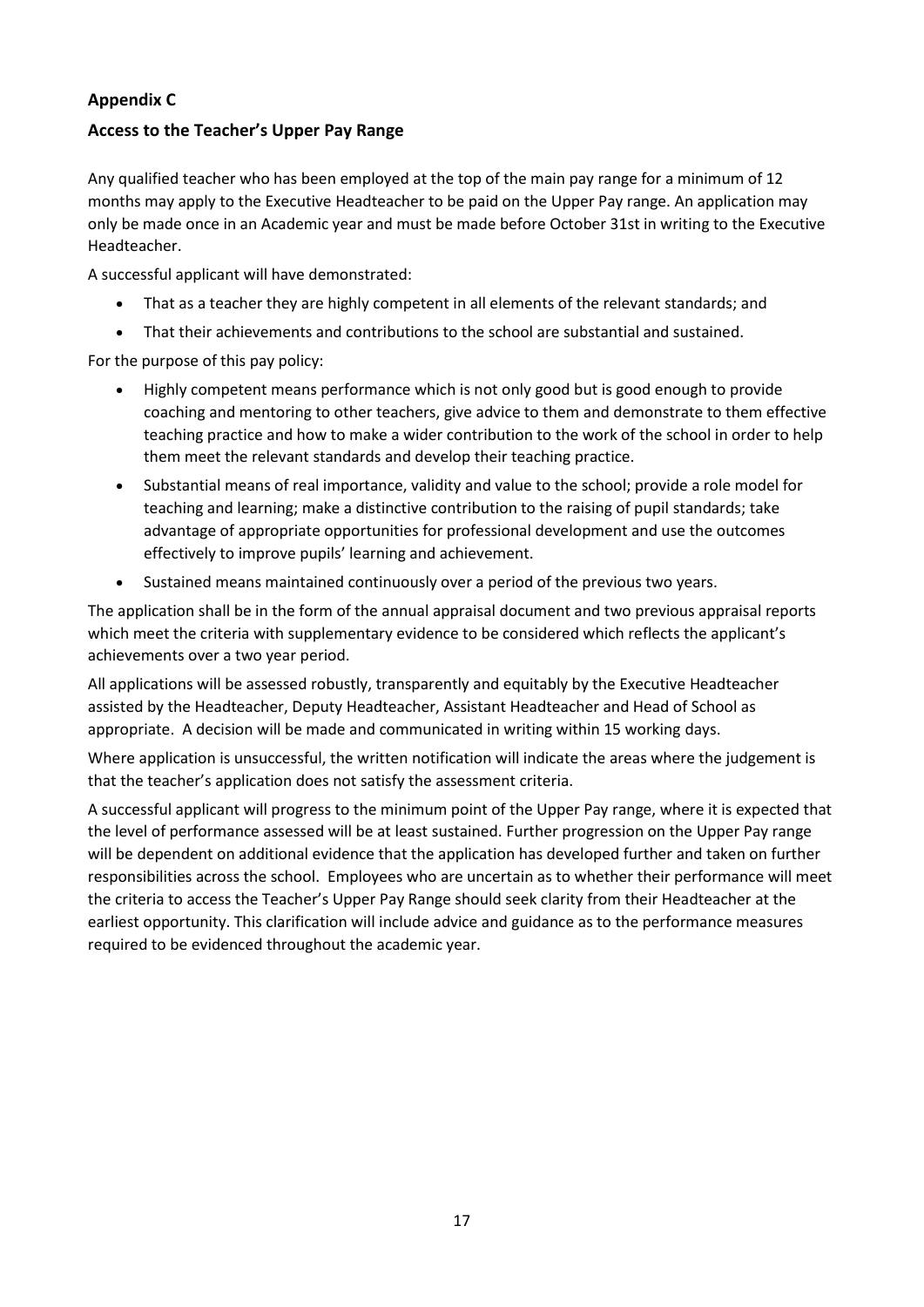## Appendix C

### Access to the Teacher's Upper Pay Range

Any qualified teacher who has been employed at the top of the main pay range for a minimum of 12 months may apply to the Executive Headteacher to be paid on the Upper Pay range. An application may only be made once in an Academic year and must be made before October 31st in writing to the Executive Headteacher.

A successful applicant will have demonstrated:

- That as a teacher they are highly competent in all elements of the relevant standards; and
- That their achievements and contributions to the school are substantial and sustained.

For the purpose of this pay policy:

- Highly competent means performance which is not only good but is good enough to provide coaching and mentoring to other teachers, give advice to them and demonstrate to them effective teaching practice and how to make a wider contribution to the work of the school in order to help them meet the relevant standards and develop their teaching practice.
- Substantial means of real importance, validity and value to the school; provide a role model for teaching and learning; make a distinctive contribution to the raising of pupil standards; take advantage of appropriate opportunities for professional development and use the outcomes effectively to improve pupils' learning and achievement.
- Sustained means maintained continuously over a period of the previous two years.

The application shall be in the form of the annual appraisal document and two previous appraisal reports which meet the criteria with supplementary evidence to be considered which reflects the applicant's achievements over a two year period.

All applications will be assessed robustly, transparently and equitably by the Executive Headteacher assisted by the Headteacher, Deputy Headteacher, Assistant Headteacher and Head of School as appropriate. A decision will be made and communicated in writing within 15 working days.

Where application is unsuccessful, the written notification will indicate the areas where the judgement is that the teacher's application does not satisfy the assessment criteria.

A successful applicant will progress to the minimum point of the Upper Pay range, where it is expected that the level of performance assessed will be at least sustained. Further progression on the Upper Pay range will be dependent on additional evidence that the application has developed further and taken on further responsibilities across the school. Employees who are uncertain as to whether their performance will meet the criteria to access the Teacher's Upper Pay Range should seek clarity from their Headteacher at the earliest opportunity. This clarification will include advice and guidance as to the performance measures required to be evidenced throughout the academic year.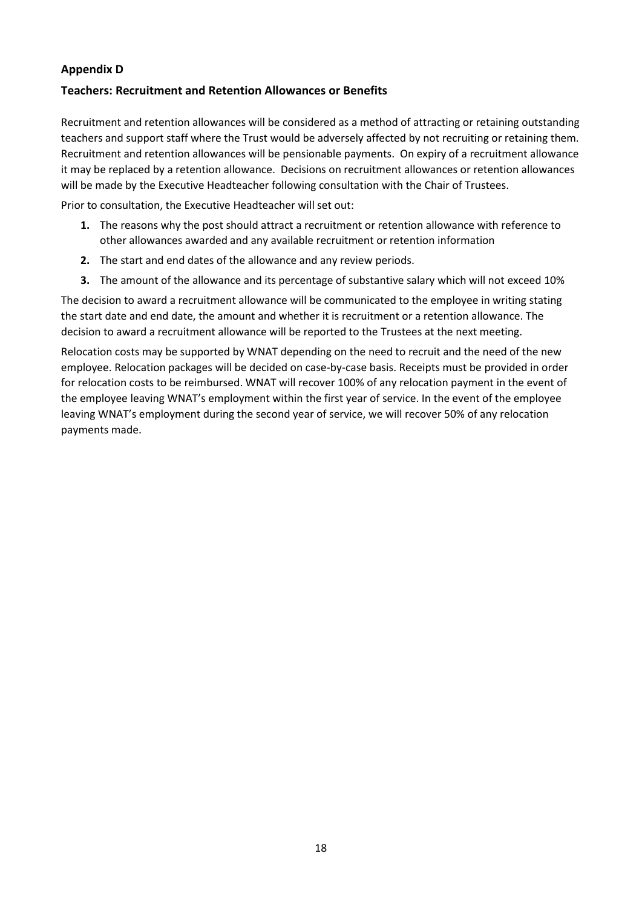## Appendix D

### Teachers: Recruitment and Retention Allowances or Benefits

Recruitment and retention allowances will be considered as a method of attracting or retaining outstanding teachers and support staff where the Trust would be adversely affected by not recruiting or retaining them. Recruitment and retention allowances will be pensionable payments. On expiry of a recruitment allowance it may be replaced by a retention allowance. Decisions on recruitment allowances or retention allowances will be made by the Executive Headteacher following consultation with the Chair of Trustees.

Prior to consultation, the Executive Headteacher will set out:

1. The reasons why the post should attract a recruitment or retention allowance with reference to other allowances awarded and any available recruitment or retention information
2. The start and end dates of the allowance and any review periods.
3. The amount of the allowance and its percentage of substantive salary which will not exceed 10%

The decision to award a recruitment allowance will be communicated to the employee in writing stating the start date and end date, the amount and whether it is recruitment or a retention allowance. The decision to award a recruitment allowance will be reported to the Trustees at the next meeting.

Relocation costs may be supported by WNAT depending on the need to recruit and the need of the new employee. Relocation packages will be decided on case-by-case basis. Receipts must be provided in order for relocation costs to be reimbursed. WNAT will recover 100% of any relocation payment in the event of the employee leaving WNAT's employment within the first year of service. In the event of the employee leaving WNAT's employment during the second year of service, we will recover 50% of any relocation payments made.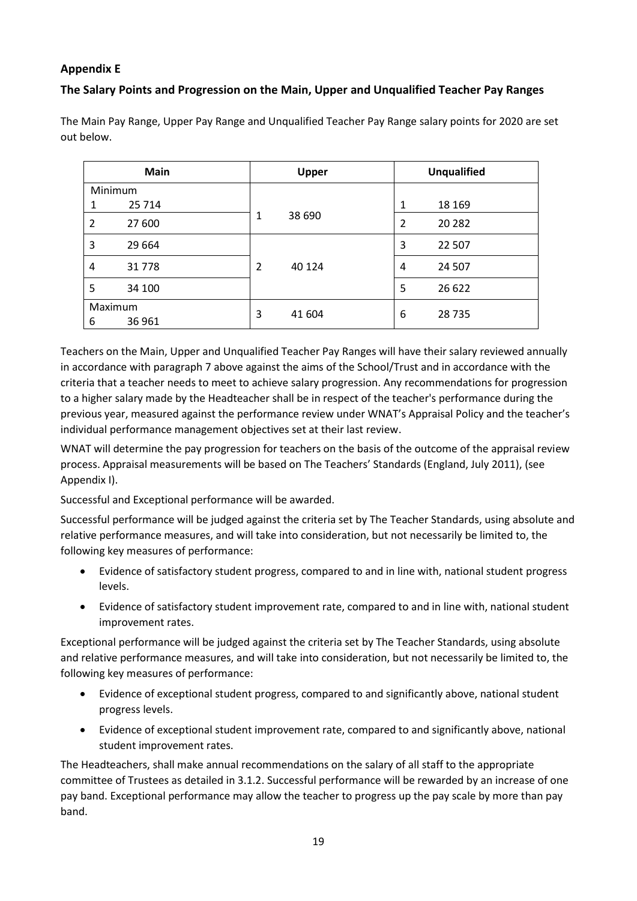**Appendix E**

**The Salary Points and Progression on the Main, Upper and Unqualified Teacher Pay Ranges**

The Main Pay Range, Upper Pay Range and Unqualified Teacher Pay Range salary points for 2020 are set out below.

| Main | | Upper | | Unqualified | |
|---|---|---|---|---|---|
| Minimum<br>1 | 25 714 | 1 | 38 690 | 1 | 18 169 |
| 2 | 27 600 | | | 2 | 20 282 |
| 3 | 29 664 | | | 3 | 22 507 |
| 4 | 31 778 | 2 | 40 124 | 4 | 24 507 |
| 5 | 34 100 | | | 5 | 26 622 |
| Maximum<br>6 | 36 961 | 3 | 41 604 | 6 | 28 735 |

Teachers on the Main, Upper and Unqualified Teacher Pay Ranges will have their salary reviewed annually in accordance with paragraph 7 above against the aims of the School/Trust and in accordance with the criteria that a teacher needs to meet to achieve salary progression. Any recommendations for progression to a higher salary made by the Headteacher shall be in respect of the teacher's performance during the previous year, measured against the performance review under WNAT's Appraisal Policy and the teacher's individual performance management objectives set at their last review.

WNAT will determine the pay progression for teachers on the basis of the outcome of the appraisal review process. Appraisal measurements will be based on The Teachers' Standards (England, July 2011), (see Appendix I).

Successful and Exceptional performance will be awarded.

Successful performance will be judged against the criteria set by The Teacher Standards, using absolute and relative performance measures, and will take into consideration, but not necessarily be limited to, the following key measures of performance:

- Evidence of satisfactory student progress, compared to and in line with, national student progress levels.
- Evidence of satisfactory student improvement rate, compared to and in line with, national student improvement rates.

Exceptional performance will be judged against the criteria set by The Teacher Standards, using absolute and relative performance measures, and will take into consideration, but not necessarily be limited to, the following key measures of performance:

- Evidence of exceptional student progress, compared to and significantly above, national student progress levels.
- Evidence of exceptional student improvement rate, compared to and significantly above, national student improvement rates.

The Headteachers, shall make annual recommendations on the salary of all staff to the appropriate committee of Trustees as detailed in 3.1.2. Successful performance will be rewarded by an increase of one pay band. Exceptional performance may allow the teacher to progress up the pay scale by more than pay band.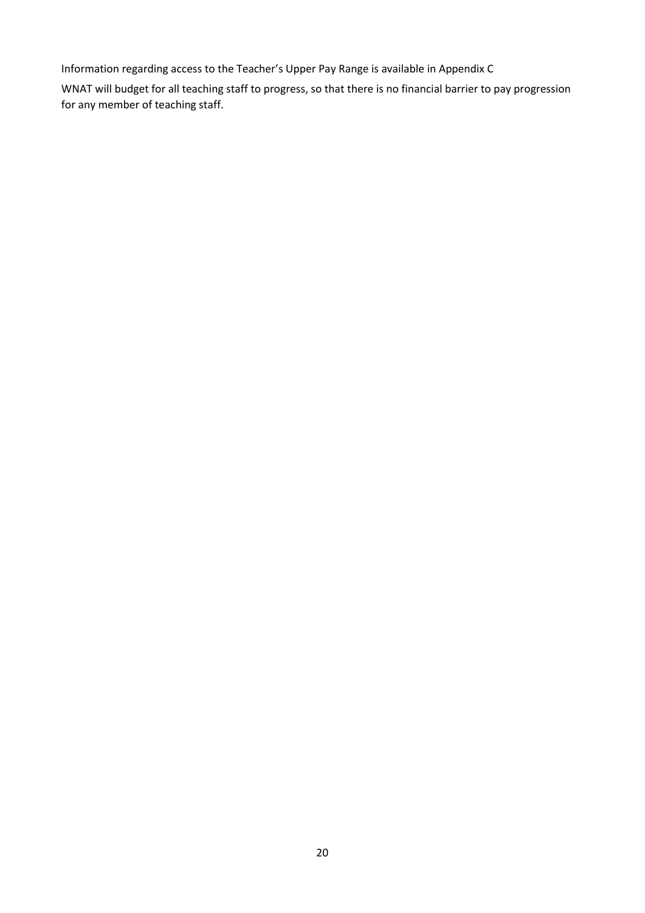Information regarding access to the Teacher's Upper Pay Range is available in Appendix C

WNAT will budget for all teaching staff to progress, so that there is no financial barrier to pay progression for any member of teaching staff.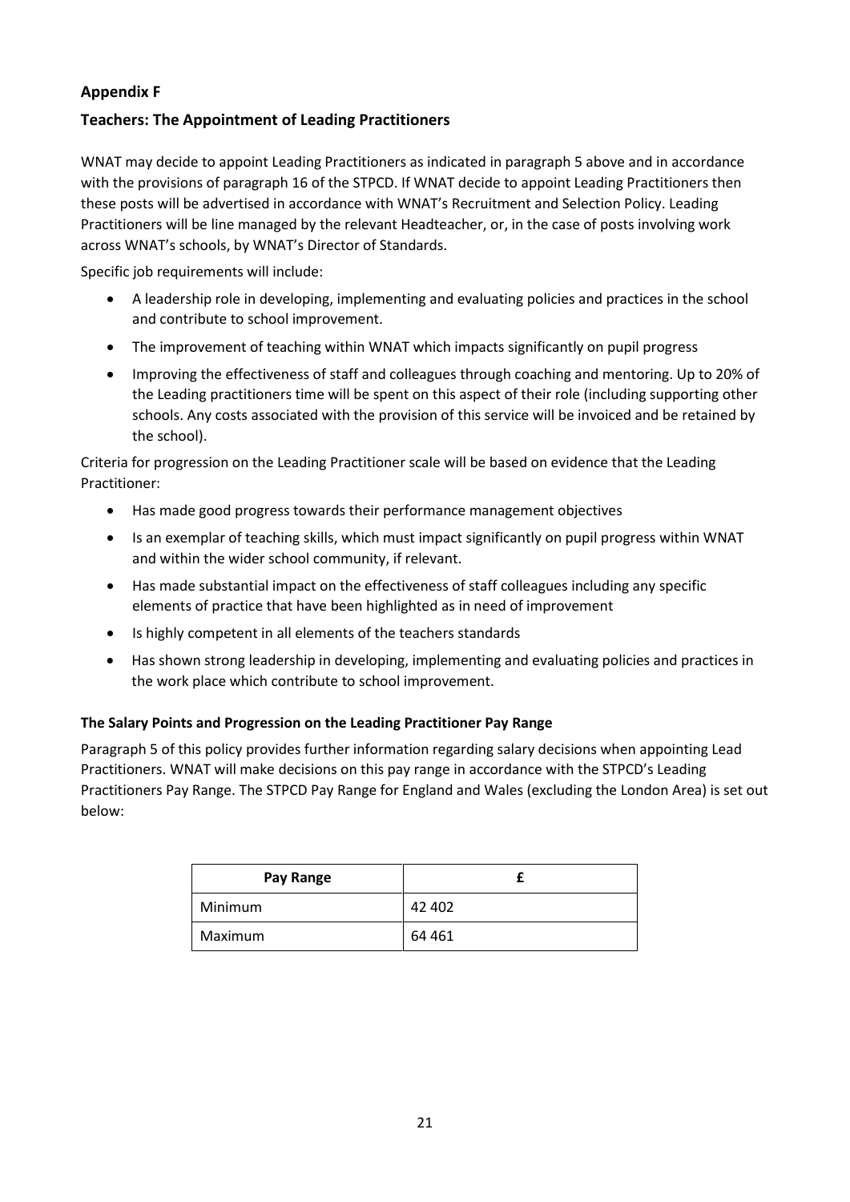## Appendix F

## Teachers: The Appointment of Leading Practitioners

WNAT may decide to appoint Leading Practitioners as indicated in paragraph 5 above and in accordance with the provisions of paragraph 16 of the STPCD. If WNAT decide to appoint Leading Practitioners then these posts will be advertised in accordance with WNAT's Recruitment and Selection Policy. Leading Practitioners will be line managed by the relevant Headteacher, or, in the case of posts involving work across WNAT's schools, by WNAT's Director of Standards.

Specific job requirements will include:

- A leadership role in developing, implementing and evaluating policies and practices in the school and contribute to school improvement.
- The improvement of teaching within WNAT which impacts significantly on pupil progress
- Improving the effectiveness of staff and colleagues through coaching and mentoring. Up to 20% of the Leading practitioners time will be spent on this aspect of their role (including supporting other schools. Any costs associated with the provision of this service will be invoiced and be retained by the school).

Criteria for progression on the Leading Practitioner scale will be based on evidence that the Leading Practitioner:

- Has made good progress towards their performance management objectives
- Is an exemplar of teaching skills, which must impact significantly on pupil progress within WNAT and within the wider school community, if relevant.
- Has made substantial impact on the effectiveness of staff colleagues including any specific elements of practice that have been highlighted as in need of improvement
- Is highly competent in all elements of the teachers standards
- Has shown strong leadership in developing, implementing and evaluating policies and practices in the work place which contribute to school improvement.

**The Salary Points and Progression on the Leading Practitioner Pay Range**

Paragraph 5 of this policy provides further information regarding salary decisions when appointing Lead Practitioners. WNAT will make decisions on this pay range in accordance with the STPCD's Leading Practitioners Pay Range. The STPCD Pay Range for England and Wales (excluding the London Area) is set out below:

| Pay Range | £ |
|---|---|
| Minimum | 42 402 |
| Maximum | 64 461 |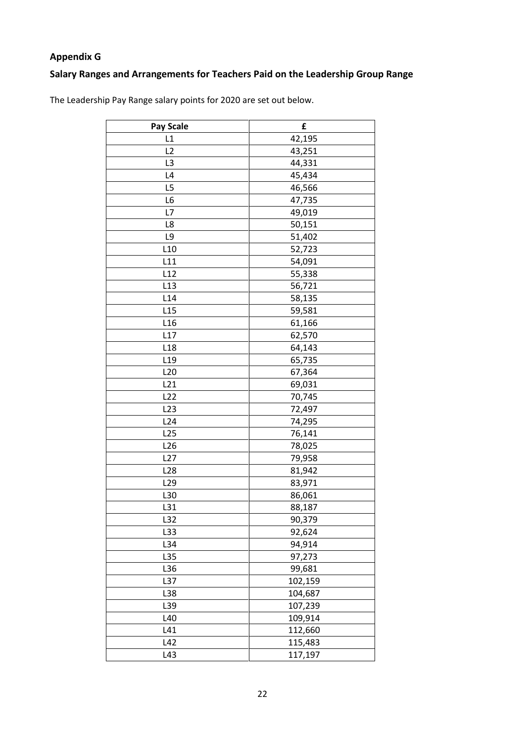**Appendix G**

**Salary Ranges and Arrangements for Teachers Paid on the Leadership Group Range**

The Leadership Pay Range salary points for 2020 are set out below.

| Pay Scale | £ |
|---|---|
| L1 | 42,195 |
| L2 | 43,251 |
| L3 | 44,331 |
| L4 | 45,434 |
| L5 | 46,566 |
| L6 | 47,735 |
| L7 | 49,019 |
| L8 | 50,151 |
| L9 | 51,402 |
| L10 | 52,723 |
| L11 | 54,091 |
| L12 | 55,338 |
| L13 | 56,721 |
| L14 | 58,135 |
| L15 | 59,581 |
| L16 | 61,166 |
| L17 | 62,570 |
| L18 | 64,143 |
| L19 | 65,735 |
| L20 | 67,364 |
| L21 | 69,031 |
| L22 | 70,745 |
| L23 | 72,497 |
| L24 | 74,295 |
| L25 | 76,141 |
| L26 | 78,025 |
| L27 | 79,958 |
| L28 | 81,942 |
| L29 | 83,971 |
| L30 | 86,061 |
| L31 | 88,187 |
| L32 | 90,379 |
| L33 | 92,624 |
| L34 | 94,914 |
| L35 | 97,273 |
| L36 | 99,681 |
| L37 | 102,159 |
| L38 | 104,687 |
| L39 | 107,239 |
| L40 | 109,914 |
| L41 | 112,660 |
| L42 | 115,483 |
| L43 | 117,197 |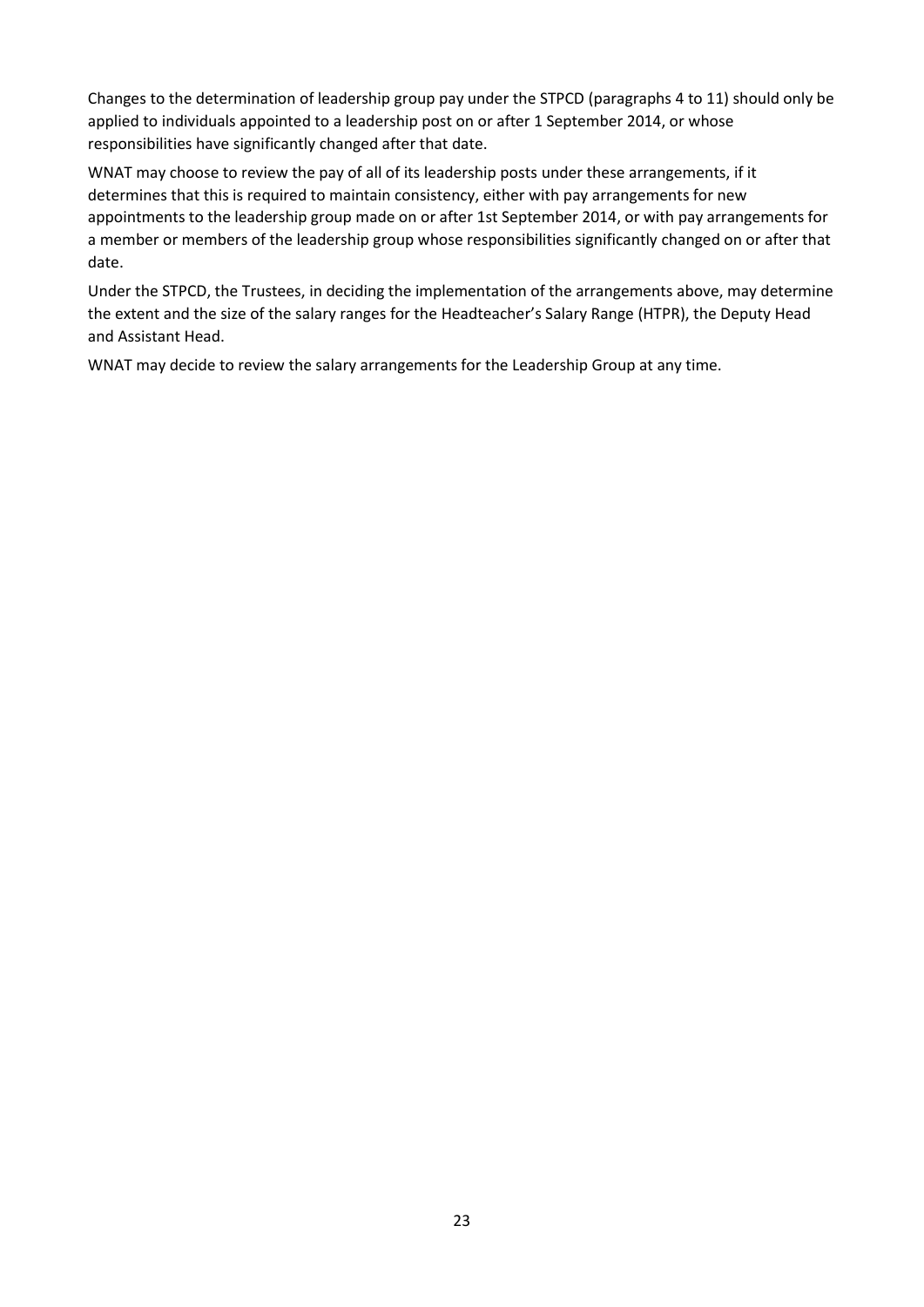Changes to the determination of leadership group pay under the STPCD (paragraphs 4 to 11) should only be applied to individuals appointed to a leadership post on or after 1 September 2014, or whose responsibilities have significantly changed after that date.

WNAT may choose to review the pay of all of its leadership posts under these arrangements, if it determines that this is required to maintain consistency, either with pay arrangements for new appointments to the leadership group made on or after 1st September 2014, or with pay arrangements for a member or members of the leadership group whose responsibilities significantly changed on or after that date.

Under the STPCD, the Trustees, in deciding the implementation of the arrangements above, may determine the extent and the size of the salary ranges for the Headteacher's Salary Range (HTPR), the Deputy Head and Assistant Head.

WNAT may decide to review the salary arrangements for the Leadership Group at any time.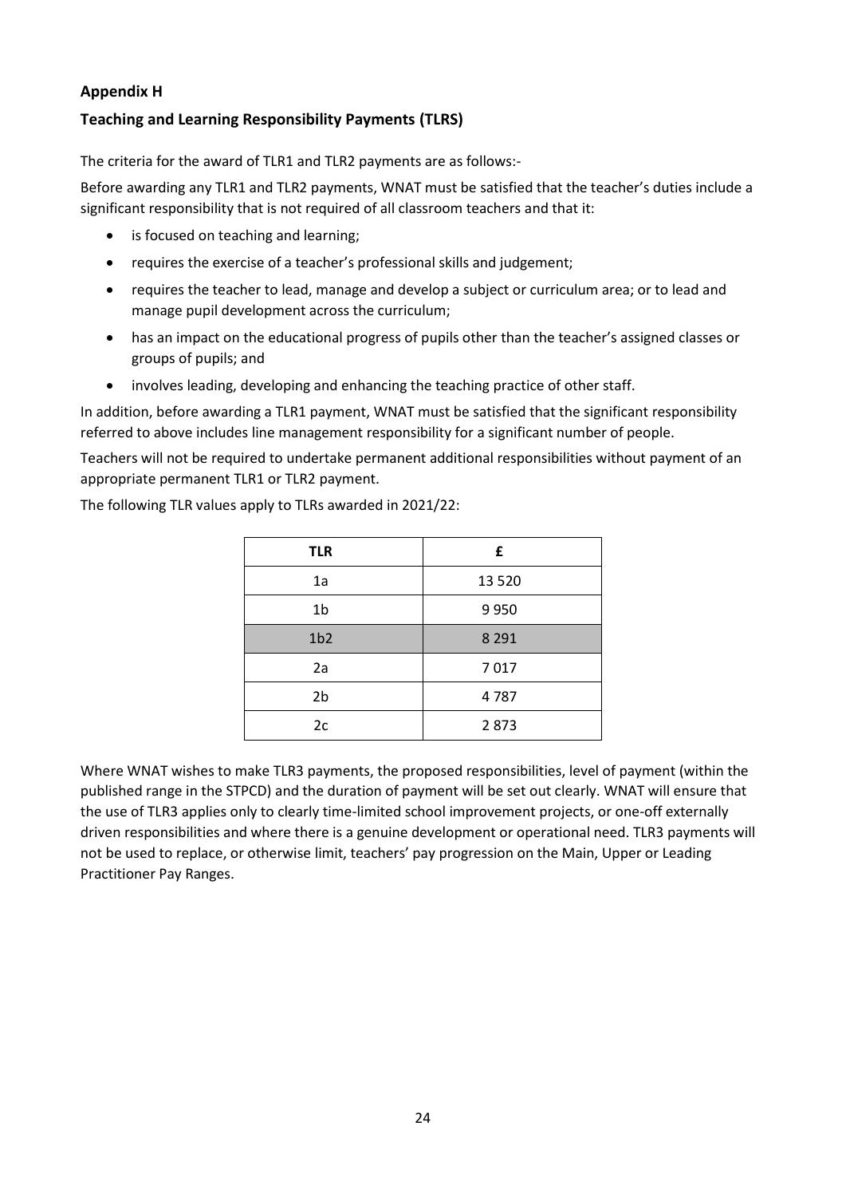**Appendix H**

**Teaching and Learning Responsibility Payments (TLRS)**

The criteria for the award of TLR1 and TLR2 payments are as follows:-

Before awarding any TLR1 and TLR2 payments, WNAT must be satisfied that the teacher's duties include a significant responsibility that is not required of all classroom teachers and that it:

- is focused on teaching and learning;
- requires the exercise of a teacher's professional skills and judgement;
- requires the teacher to lead, manage and develop a subject or curriculum area; or to lead and manage pupil development across the curriculum;
- has an impact on the educational progress of pupils other than the teacher's assigned classes or groups of pupils; and
- involves leading, developing and enhancing the teaching practice of other staff.

In addition, before awarding a TLR1 payment, WNAT must be satisfied that the significant responsibility referred to above includes line management responsibility for a significant number of people.

Teachers will not be required to undertake permanent additional responsibilities without payment of an appropriate permanent TLR1 or TLR2 payment.

The following TLR values apply to TLRs awarded in 2021/22:

| TLR | £ |
|---|---|
| 1a | 13 520 |
| 1b | 9 950 |
| 1b2 | 8 291 |
| 2a | 7 017 |
| 2b | 4 787 |
| 2c | 2 873 |

Where WNAT wishes to make TLR3 payments, the proposed responsibilities, level of payment (within the published range in the STPCD) and the duration of payment will be set out clearly. WNAT will ensure that the use of TLR3 applies only to clearly time-limited school improvement projects, or one-off externally driven responsibilities and where there is a genuine development or operational need. TLR3 payments will not be used to replace, or otherwise limit, teachers' pay progression on the Main, Upper or Leading Practitioner Pay Ranges.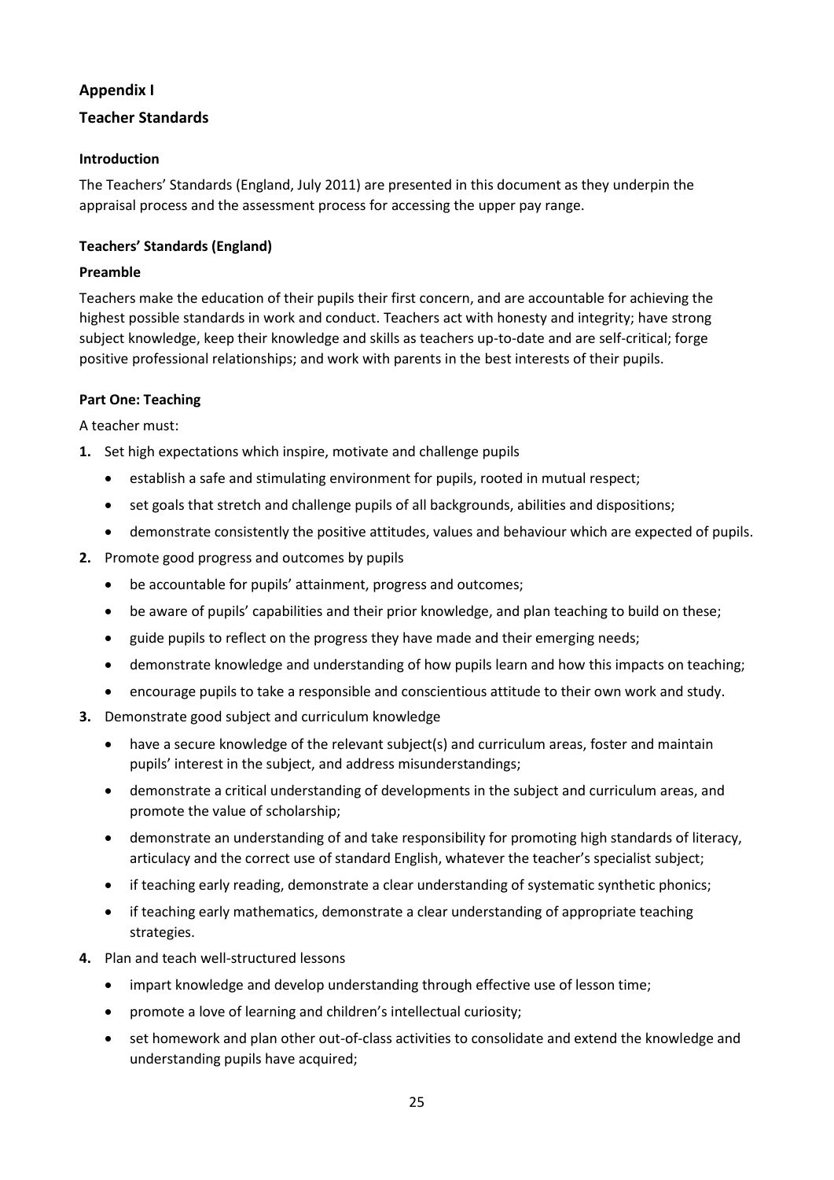## Appendix I

## Teacher Standards

### Introduction

The Teachers' Standards (England, July 2011) are presented in this document as they underpin the appraisal process and the assessment process for accessing the upper pay range.

### Teachers' Standards (England)

### Preamble

Teachers make the education of their pupils their first concern, and are accountable for achieving the highest possible standards in work and conduct. Teachers act with honesty and integrity; have strong subject knowledge, keep their knowledge and skills as teachers up-to-date and are self-critical; forge positive professional relationships; and work with parents in the best interests of their pupils.

### Part One: Teaching

A teacher must:

**1.** Set high expectations which inspire, motivate and challenge pupils

- establish a safe and stimulating environment for pupils, rooted in mutual respect;
- set goals that stretch and challenge pupils of all backgrounds, abilities and dispositions;
- demonstrate consistently the positive attitudes, values and behaviour which are expected of pupils.

**2.** Promote good progress and outcomes by pupils

- be accountable for pupils' attainment, progress and outcomes;
- be aware of pupils' capabilities and their prior knowledge, and plan teaching to build on these;
- guide pupils to reflect on the progress they have made and their emerging needs;
- demonstrate knowledge and understanding of how pupils learn and how this impacts on teaching;
- encourage pupils to take a responsible and conscientious attitude to their own work and study.

**3.** Demonstrate good subject and curriculum knowledge

- have a secure knowledge of the relevant subject(s) and curriculum areas, foster and maintain pupils' interest in the subject, and address misunderstandings;
- demonstrate a critical understanding of developments in the subject and curriculum areas, and promote the value of scholarship;
- demonstrate an understanding of and take responsibility for promoting high standards of literacy, articulacy and the correct use of standard English, whatever the teacher's specialist subject;
- if teaching early reading, demonstrate a clear understanding of systematic synthetic phonics;
- if teaching early mathematics, demonstrate a clear understanding of appropriate teaching strategies.

**4.** Plan and teach well-structured lessons

- impart knowledge and develop understanding through effective use of lesson time;
- promote a love of learning and children's intellectual curiosity;
- set homework and plan other out-of-class activities to consolidate and extend the knowledge and understanding pupils have acquired;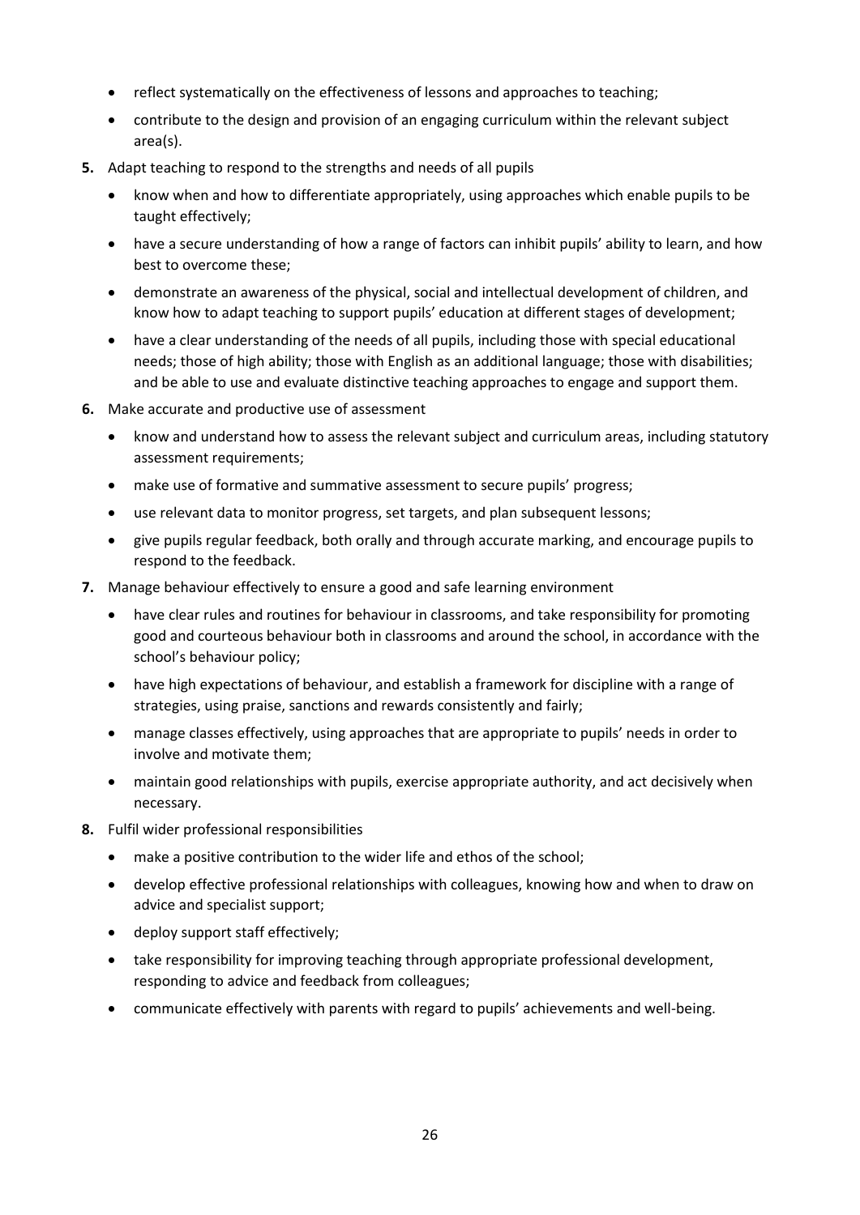- reflect systematically on the effectiveness of lessons and approaches to teaching;
- contribute to the design and provision of an engaging curriculum within the relevant subject area(s).

**5.** Adapt teaching to respond to the strengths and needs of all pupils

- know when and how to differentiate appropriately, using approaches which enable pupils to be taught effectively;
- have a secure understanding of how a range of factors can inhibit pupils' ability to learn, and how best to overcome these;
- demonstrate an awareness of the physical, social and intellectual development of children, and know how to adapt teaching to support pupils' education at different stages of development;
- have a clear understanding of the needs of all pupils, including those with special educational needs; those of high ability; those with English as an additional language; those with disabilities; and be able to use and evaluate distinctive teaching approaches to engage and support them.

**6.** Make accurate and productive use of assessment

- know and understand how to assess the relevant subject and curriculum areas, including statutory assessment requirements;
- make use of formative and summative assessment to secure pupils' progress;
- use relevant data to monitor progress, set targets, and plan subsequent lessons;
- give pupils regular feedback, both orally and through accurate marking, and encourage pupils to respond to the feedback.

**7.** Manage behaviour effectively to ensure a good and safe learning environment

- have clear rules and routines for behaviour in classrooms, and take responsibility for promoting good and courteous behaviour both in classrooms and around the school, in accordance with the school's behaviour policy;
- have high expectations of behaviour, and establish a framework for discipline with a range of strategies, using praise, sanctions and rewards consistently and fairly;
- manage classes effectively, using approaches that are appropriate to pupils' needs in order to involve and motivate them;
- maintain good relationships with pupils, exercise appropriate authority, and act decisively when necessary.

**8.** Fulfil wider professional responsibilities

- make a positive contribution to the wider life and ethos of the school;
- develop effective professional relationships with colleagues, knowing how and when to draw on advice and specialist support;
- deploy support staff effectively;
- take responsibility for improving teaching through appropriate professional development, responding to advice and feedback from colleagues;
- communicate effectively with parents with regard to pupils' achievements and well-being.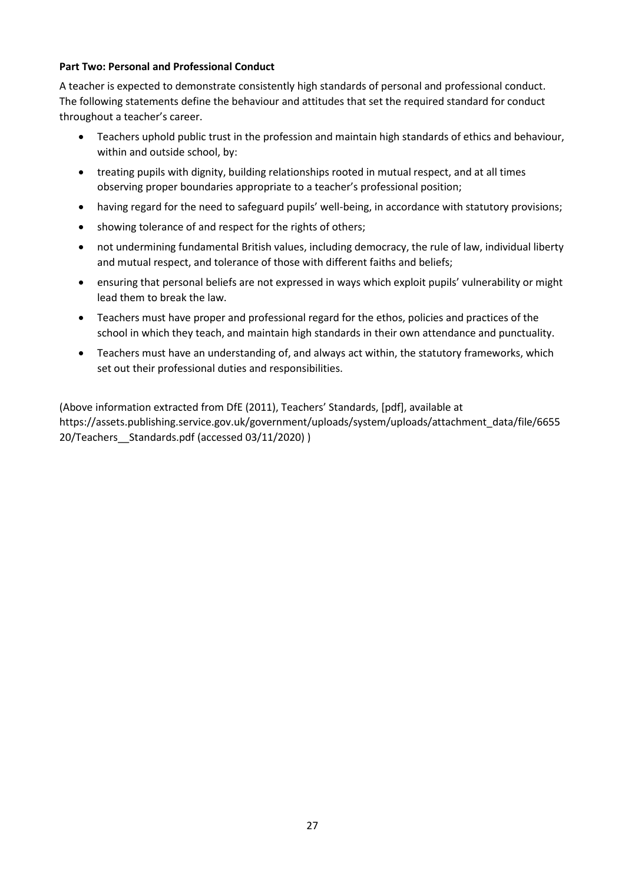**Part Two: Personal and Professional Conduct**

A teacher is expected to demonstrate consistently high standards of personal and professional conduct. The following statements define the behaviour and attitudes that set the required standard for conduct throughout a teacher's career.

- Teachers uphold public trust in the profession and maintain high standards of ethics and behaviour, within and outside school, by:
- treating pupils with dignity, building relationships rooted in mutual respect, and at all times observing proper boundaries appropriate to a teacher's professional position;
- having regard for the need to safeguard pupils' well-being, in accordance with statutory provisions;
- showing tolerance of and respect for the rights of others;
- not undermining fundamental British values, including democracy, the rule of law, individual liberty and mutual respect, and tolerance of those with different faiths and beliefs;
- ensuring that personal beliefs are not expressed in ways which exploit pupils' vulnerability or might lead them to break the law.
- Teachers must have proper and professional regard for the ethos, policies and practices of the school in which they teach, and maintain high standards in their own attendance and punctuality.
- Teachers must have an understanding of, and always act within, the statutory frameworks, which set out their professional duties and responsibilities.

(Above information extracted from DfE (2011), Teachers' Standards, [pdf], available at https://assets.publishing.service.gov.uk/government/uploads/system/uploads/attachment_data/file/665520/Teachers__Standards.pdf (accessed 03/11/2020) )